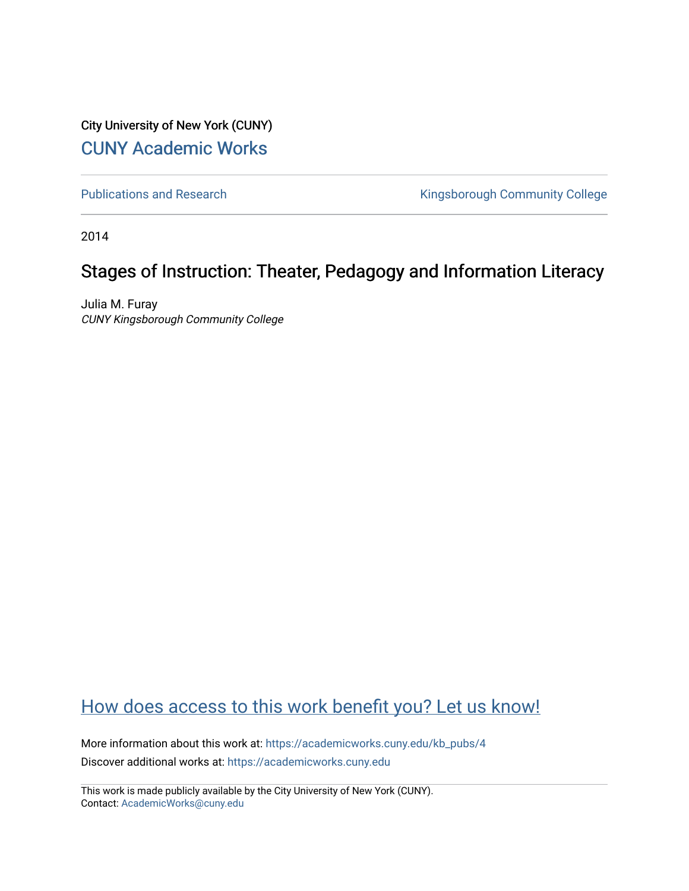City University of New York (CUNY)

CUNY Academic Works

Publications and Research

Kingsborough Community College

2014

# Stages of Instruction: Theater, Pedagogy and Information Literacy

Julia M. Furay
*CUNY Kingsborough Community College*

How does access to this work benefit you? Let us know!

More information about this work at: https://academicworks.cuny.edu/kb_pubs/4

Discover additional works at: https://academicworks.cuny.edu

This work is made publicly available by the City University of New York (CUNY).
Contact: AcademicWorks@cuny.edu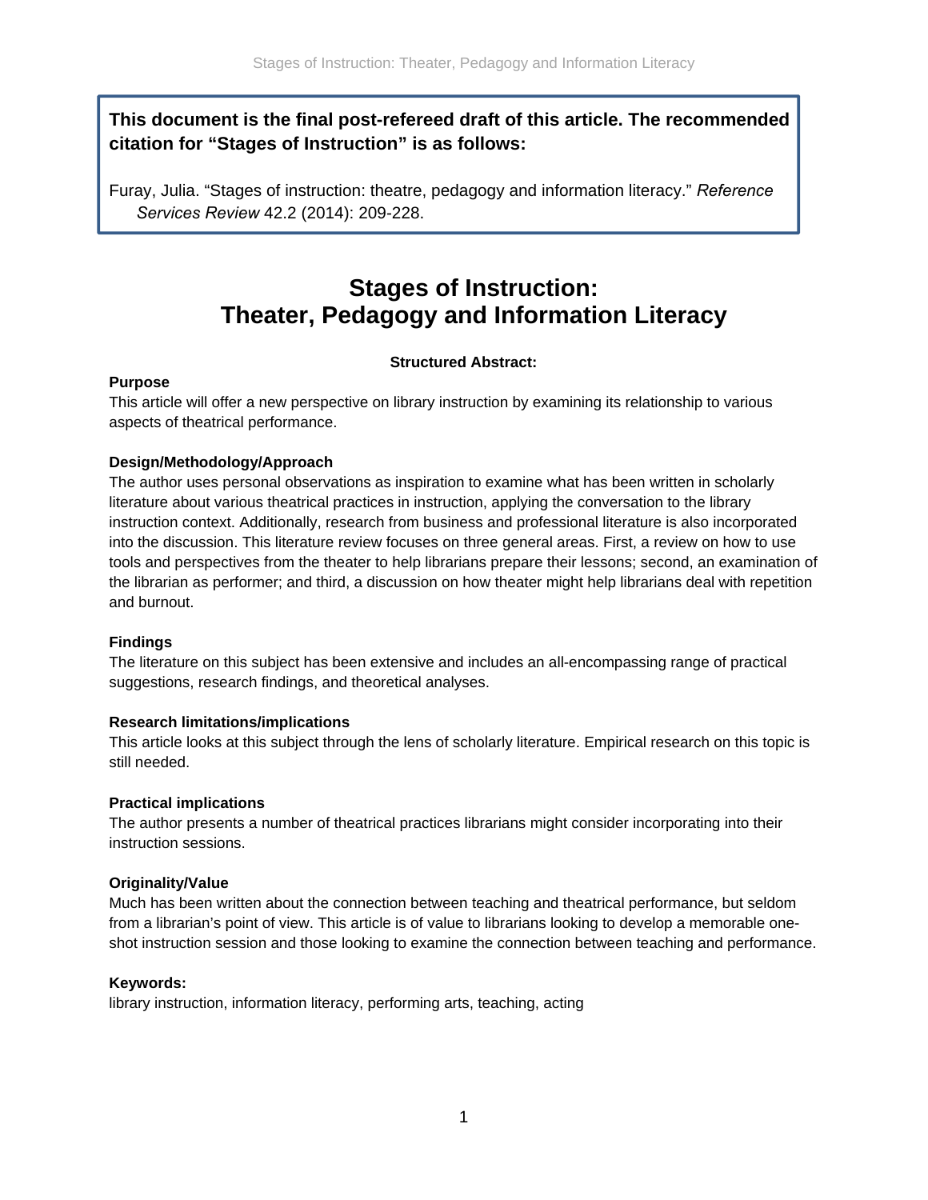**This document is the final post-refereed draft of this article. The recommended citation for "Stages of Instruction" is as follows:**

Furay, Julia. "Stages of instruction: theatre, pedagogy and information literacy." *Reference Services Review* 42.2 (2014): 209-228.

# Stages of Instruction: Theater, Pedagogy and Information Literacy

**Structured Abstract:**

**Purpose**

This article will offer a new perspective on library instruction by examining its relationship to various aspects of theatrical performance.

**Design/Methodology/Approach**

The author uses personal observations as inspiration to examine what has been written in scholarly literature about various theatrical practices in instruction, applying the conversation to the library instruction context. Additionally, research from business and professional literature is also incorporated into the discussion. This literature review focuses on three general areas. First, a review on how to use tools and perspectives from the theater to help librarians prepare their lessons; second, an examination of the librarian as performer; and third, a discussion on how theater might help librarians deal with repetition and burnout.

**Findings**

The literature on this subject has been extensive and includes an all-encompassing range of practical suggestions, research findings, and theoretical analyses.

**Research limitations/implications**

This article looks at this subject through the lens of scholarly literature. Empirical research on this topic is still needed.

**Practical implications**

The author presents a number of theatrical practices librarians might consider incorporating into their instruction sessions.

**Originality/Value**

Much has been written about the connection between teaching and theatrical performance, but seldom from a librarian's point of view. This article is of value to librarians looking to develop a memorable one-shot instruction session and those looking to examine the connection between teaching and performance.

**Keywords:**

library instruction, information literacy, performing arts, teaching, acting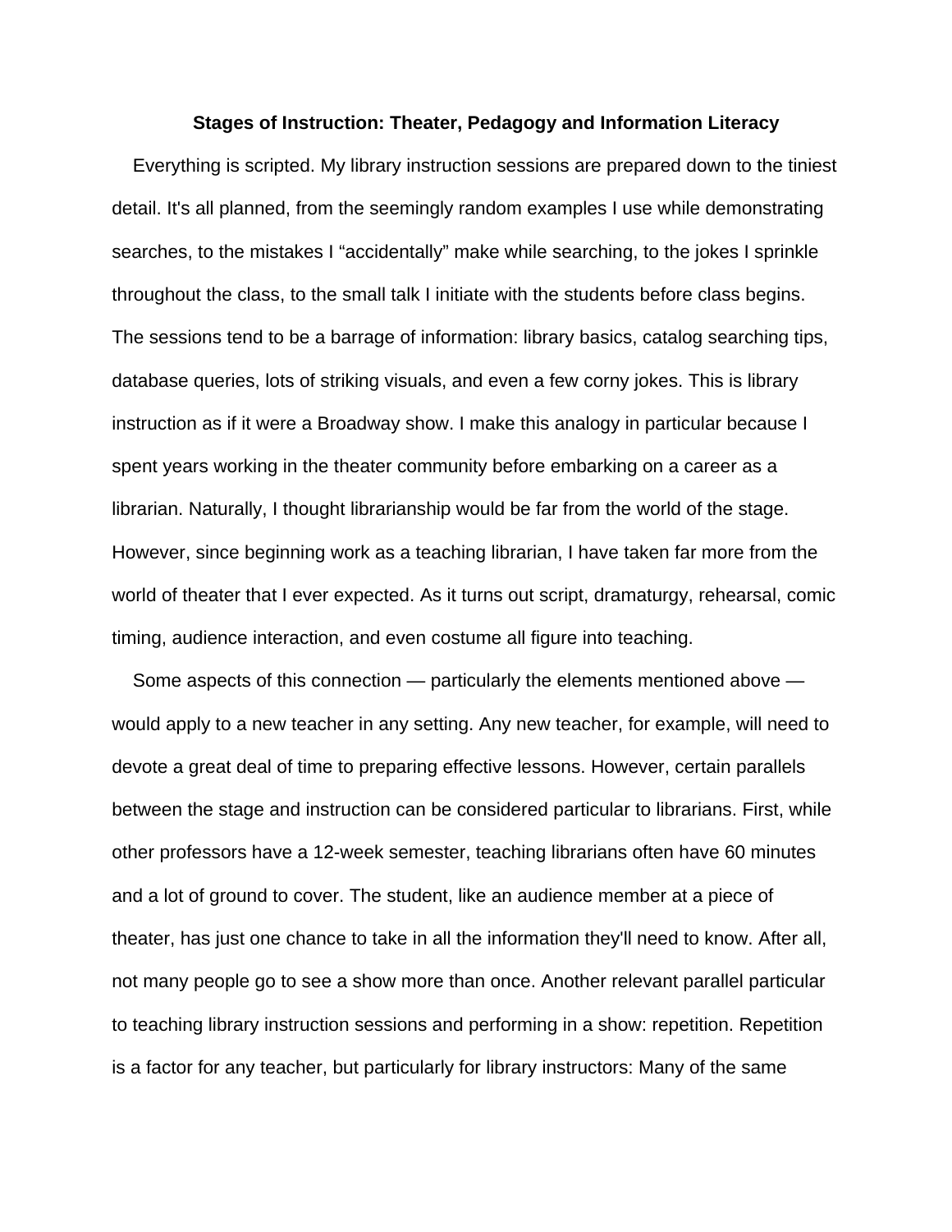**Stages of Instruction: Theater, Pedagogy and Information Literacy**

Everything is scripted. My library instruction sessions are prepared down to the tiniest detail. It's all planned, from the seemingly random examples I use while demonstrating searches, to the mistakes I "accidentally" make while searching, to the jokes I sprinkle throughout the class, to the small talk I initiate with the students before class begins. The sessions tend to be a barrage of information: library basics, catalog searching tips, database queries, lots of striking visuals, and even a few corny jokes. This is library instruction as if it were a Broadway show. I make this analogy in particular because I spent years working in the theater community before embarking on a career as a librarian. Naturally, I thought librarianship would be far from the world of the stage. However, since beginning work as a teaching librarian, I have taken far more from the world of theater that I ever expected. As it turns out script, dramaturgy, rehearsal, comic timing, audience interaction, and even costume all figure into teaching.

Some aspects of this connection — particularly the elements mentioned above — would apply to a new teacher in any setting. Any new teacher, for example, will need to devote a great deal of time to preparing effective lessons. However, certain parallels between the stage and instruction can be considered particular to librarians. First, while other professors have a 12-week semester, teaching librarians often have 60 minutes and a lot of ground to cover. The student, like an audience member at a piece of theater, has just one chance to take in all the information they'll need to know. After all, not many people go to see a show more than once. Another relevant parallel particular to teaching library instruction sessions and performing in a show: repetition. Repetition is a factor for any teacher, but particularly for library instructors: Many of the same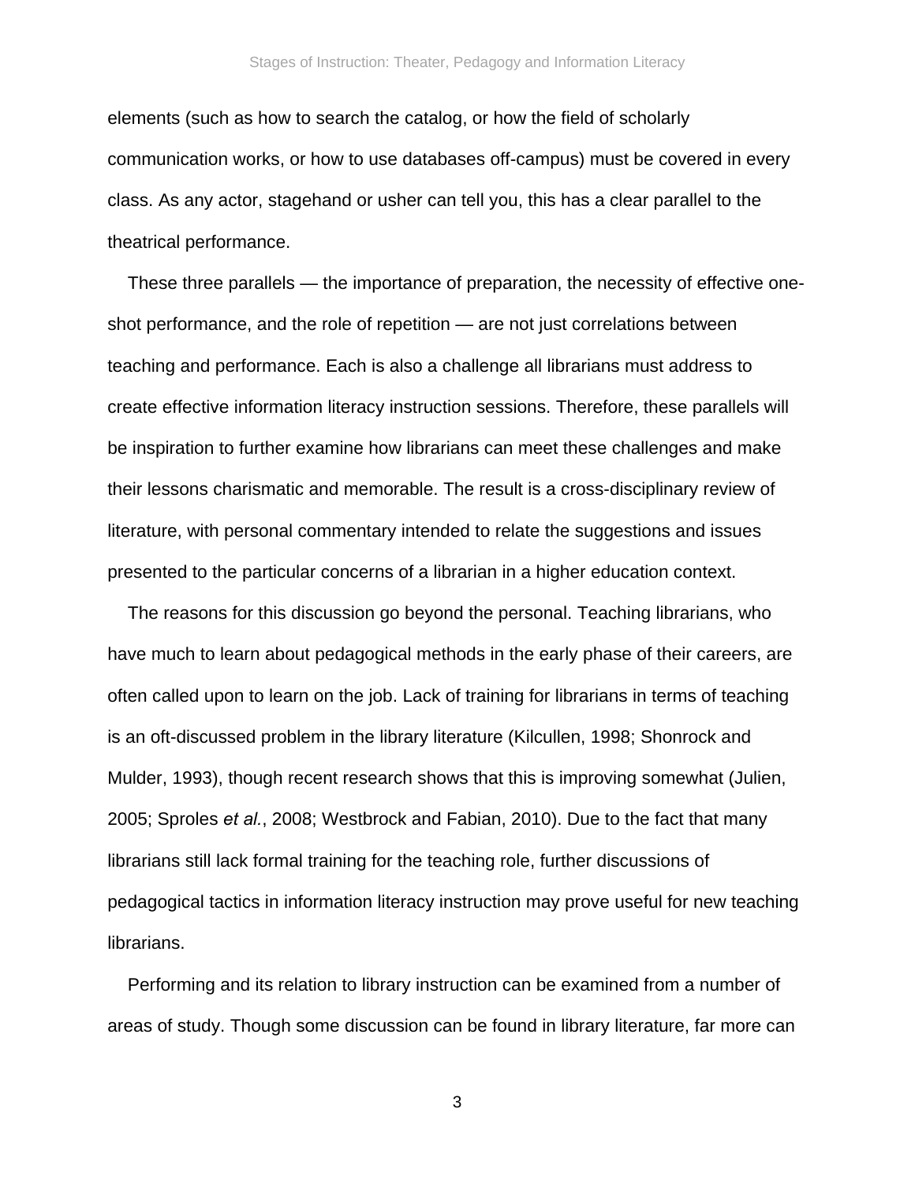elements (such as how to search the catalog, or how the field of scholarly communication works, or how to use databases off-campus) must be covered in every class. As any actor, stagehand or usher can tell you, this has a clear parallel to the theatrical performance.

These three parallels — the importance of preparation, the necessity of effective one-shot performance, and the role of repetition — are not just correlations between teaching and performance. Each is also a challenge all librarians must address to create effective information literacy instruction sessions. Therefore, these parallels will be inspiration to further examine how librarians can meet these challenges and make their lessons charismatic and memorable. The result is a cross-disciplinary review of literature, with personal commentary intended to relate the suggestions and issues presented to the particular concerns of a librarian in a higher education context.

The reasons for this discussion go beyond the personal. Teaching librarians, who have much to learn about pedagogical methods in the early phase of their careers, are often called upon to learn on the job. Lack of training for librarians in terms of teaching is an oft-discussed problem in the library literature (Kilcullen, 1998; Shonrock and Mulder, 1993), though recent research shows that this is improving somewhat (Julien, 2005; Sproles *et al.*, 2008; Westbrock and Fabian, 2010). Due to the fact that many librarians still lack formal training for the teaching role, further discussions of pedagogical tactics in information literacy instruction may prove useful for new teaching librarians.

Performing and its relation to library instruction can be examined from a number of areas of study. Though some discussion can be found in library literature, far more can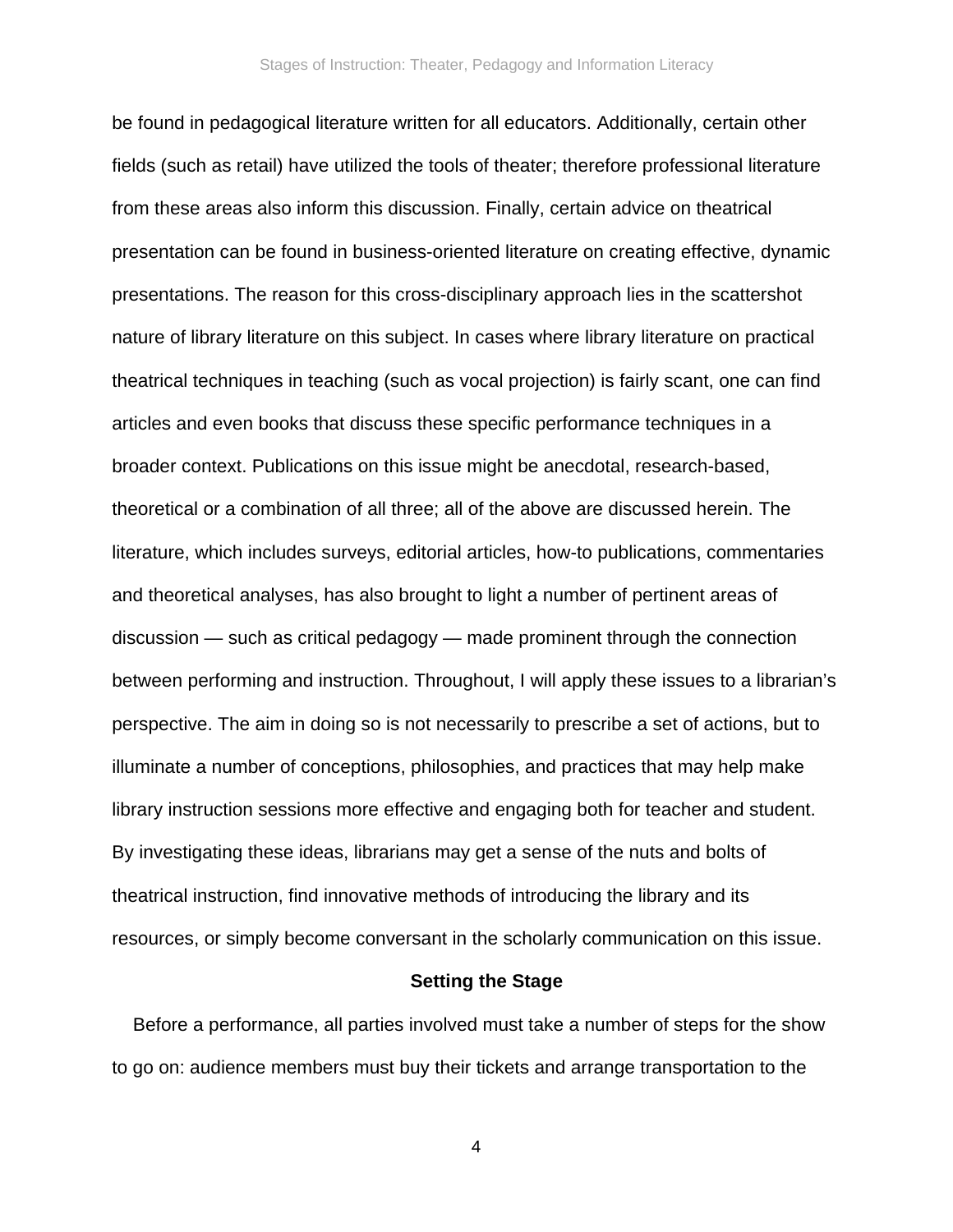be found in pedagogical literature written for all educators. Additionally, certain other fields (such as retail) have utilized the tools of theater; therefore professional literature from these areas also inform this discussion. Finally, certain advice on theatrical presentation can be found in business-oriented literature on creating effective, dynamic presentations. The reason for this cross-disciplinary approach lies in the scattershot nature of library literature on this subject. In cases where library literature on practical theatrical techniques in teaching (such as vocal projection) is fairly scant, one can find articles and even books that discuss these specific performance techniques in a broader context. Publications on this issue might be anecdotal, research-based, theoretical or a combination of all three; all of the above are discussed herein. The literature, which includes surveys, editorial articles, how-to publications, commentaries and theoretical analyses, has also brought to light a number of pertinent areas of discussion — such as critical pedagogy — made prominent through the connection between performing and instruction. Throughout, I will apply these issues to a librarian's perspective. The aim in doing so is not necessarily to prescribe a set of actions, but to illuminate a number of conceptions, philosophies, and practices that may help make library instruction sessions more effective and engaging both for teacher and student. By investigating these ideas, librarians may get a sense of the nuts and bolts of theatrical instruction, find innovative methods of introducing the library and its resources, or simply become conversant in the scholarly communication on this issue.

## Setting the Stage

Before a performance, all parties involved must take a number of steps for the show to go on: audience members must buy their tickets and arrange transportation to the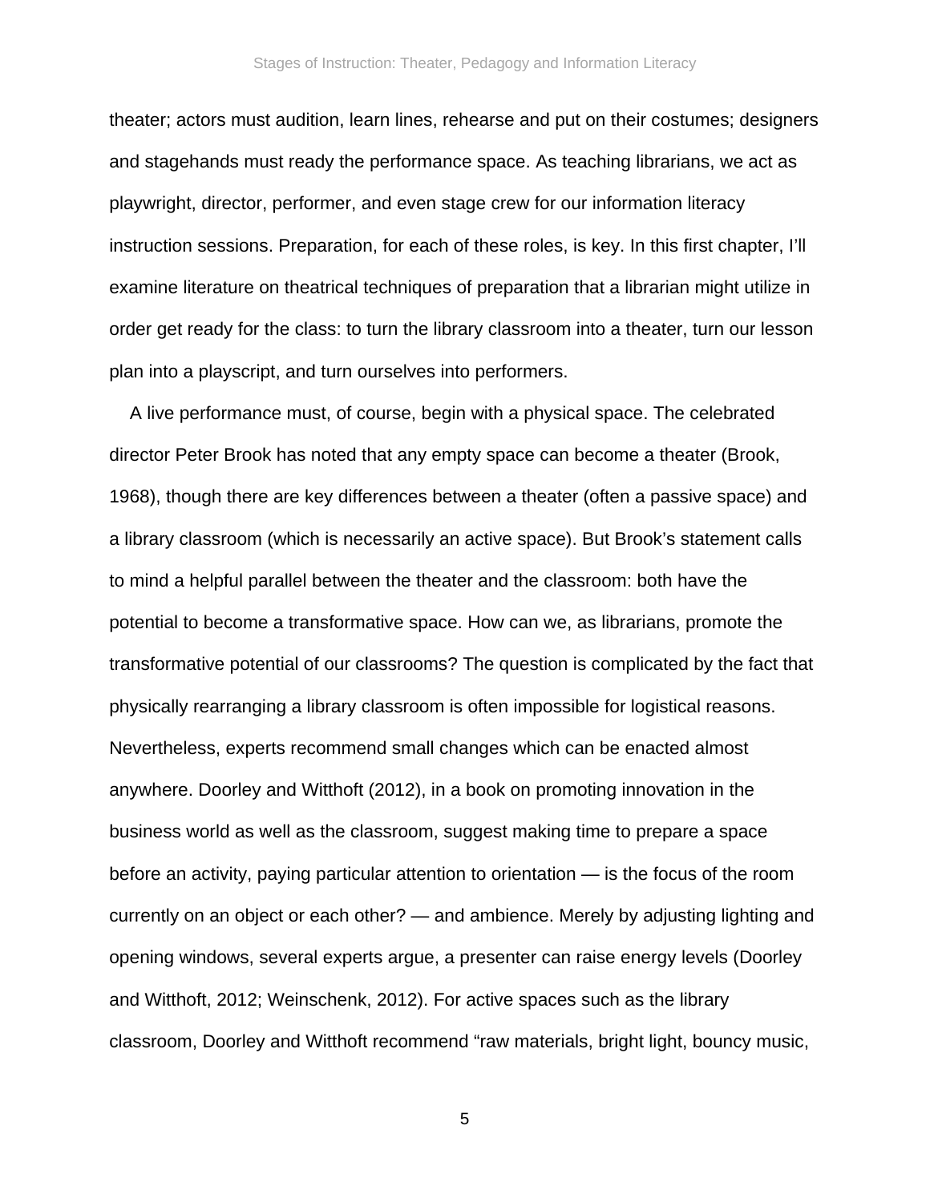theater; actors must audition, learn lines, rehearse and put on their costumes; designers and stagehands must ready the performance space. As teaching librarians, we act as playwright, director, performer, and even stage crew for our information literacy instruction sessions. Preparation, for each of these roles, is key. In this first chapter, I'll examine literature on theatrical techniques of preparation that a librarian might utilize in order get ready for the class: to turn the library classroom into a theater, turn our lesson plan into a playscript, and turn ourselves into performers.

A live performance must, of course, begin with a physical space. The celebrated director Peter Brook has noted that any empty space can become a theater (Brook, 1968), though there are key differences between a theater (often a passive space) and a library classroom (which is necessarily an active space). But Brook's statement calls to mind a helpful parallel between the theater and the classroom: both have the potential to become a transformative space. How can we, as librarians, promote the transformative potential of our classrooms? The question is complicated by the fact that physically rearranging a library classroom is often impossible for logistical reasons. Nevertheless, experts recommend small changes which can be enacted almost anywhere. Doorley and Witthoft (2012), in a book on promoting innovation in the business world as well as the classroom, suggest making time to prepare a space before an activity, paying particular attention to orientation — is the focus of the room currently on an object or each other? — and ambience. Merely by adjusting lighting and opening windows, several experts argue, a presenter can raise energy levels (Doorley and Witthoft, 2012; Weinschenk, 2012). For active spaces such as the library classroom, Doorley and Witthoft recommend "raw materials, bright light, bouncy music,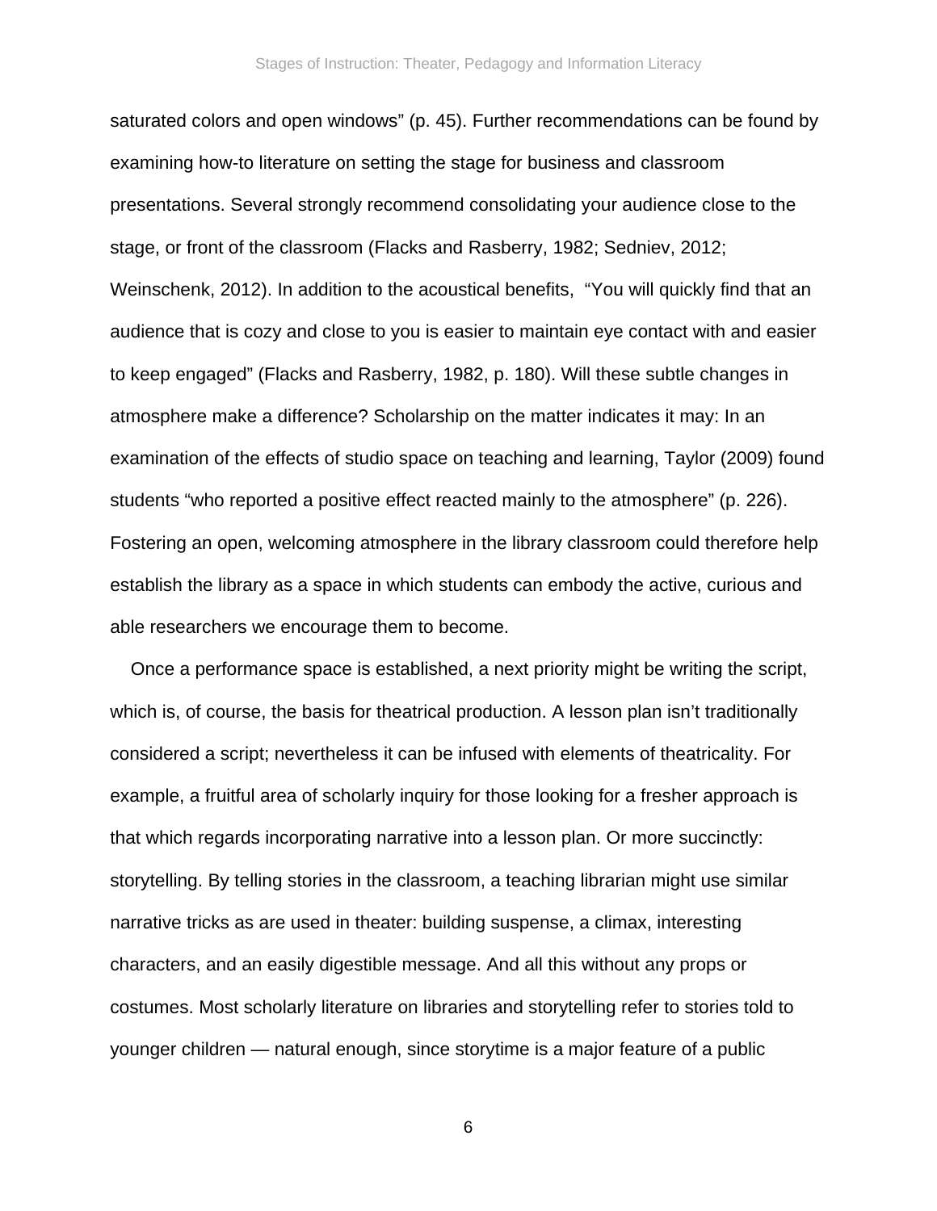saturated colors and open windows" (p. 45). Further recommendations can be found by examining how-to literature on setting the stage for business and classroom presentations. Several strongly recommend consolidating your audience close to the stage, or front of the classroom (Flacks and Rasberry, 1982; Sedniev, 2012; Weinschenk, 2012). In addition to the acoustical benefits, "You will quickly find that an audience that is cozy and close to you is easier to maintain eye contact with and easier to keep engaged" (Flacks and Rasberry, 1982, p. 180). Will these subtle changes in atmosphere make a difference? Scholarship on the matter indicates it may: In an examination of the effects of studio space on teaching and learning, Taylor (2009) found students "who reported a positive effect reacted mainly to the atmosphere" (p. 226). Fostering an open, welcoming atmosphere in the library classroom could therefore help establish the library as a space in which students can embody the active, curious and able researchers we encourage them to become.

Once a performance space is established, a next priority might be writing the script, which is, of course, the basis for theatrical production. A lesson plan isn't traditionally considered a script; nevertheless it can be infused with elements of theatricality. For example, a fruitful area of scholarly inquiry for those looking for a fresher approach is that which regards incorporating narrative into a lesson plan. Or more succinctly: storytelling. By telling stories in the classroom, a teaching librarian might use similar narrative tricks as are used in theater: building suspense, a climax, interesting characters, and an easily digestible message. And all this without any props or costumes. Most scholarly literature on libraries and storytelling refer to stories told to younger children — natural enough, since storytime is a major feature of a public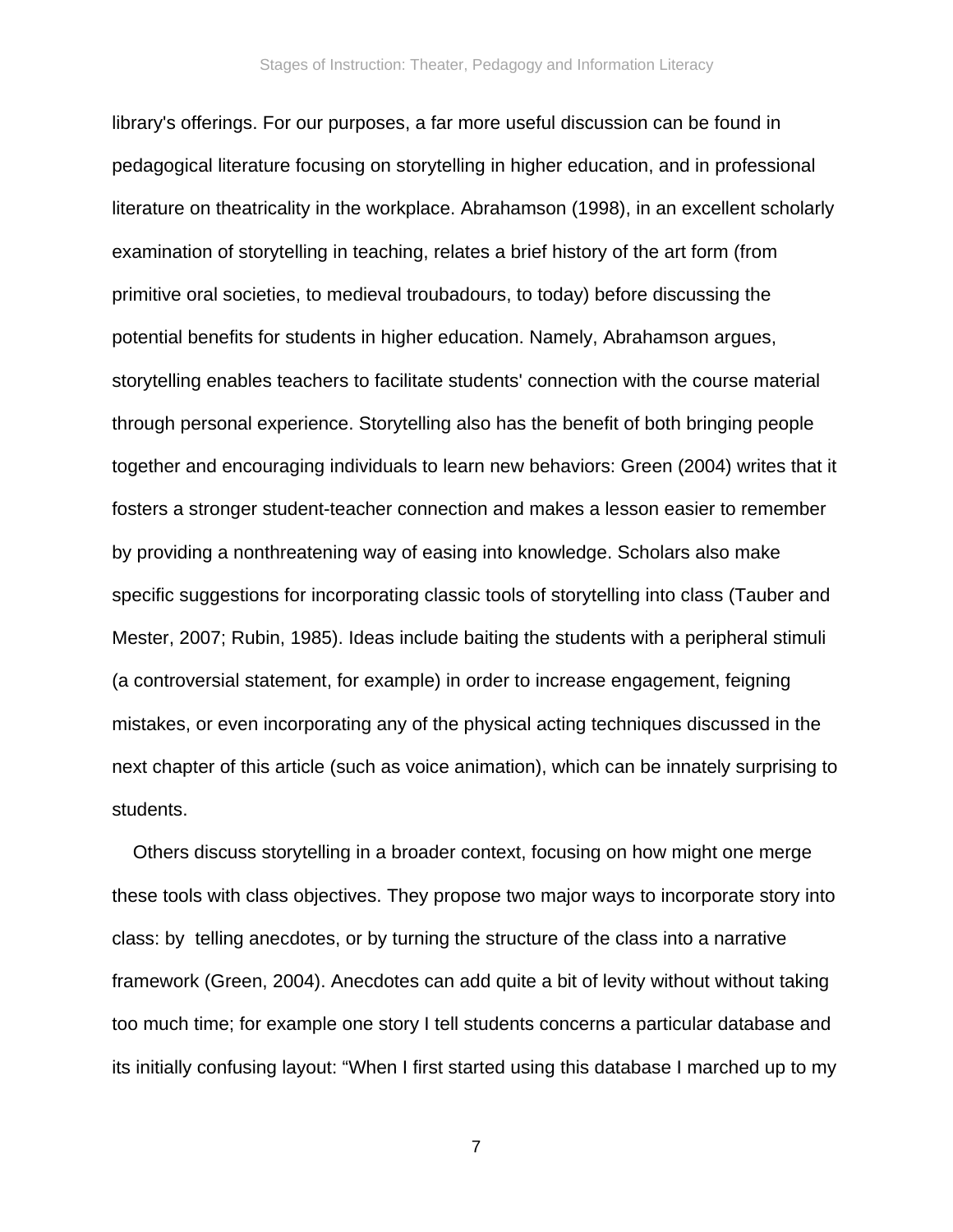library's offerings. For our purposes, a far more useful discussion can be found in pedagogical literature focusing on storytelling in higher education, and in professional literature on theatricality in the workplace. Abrahamson (1998), in an excellent scholarly examination of storytelling in teaching, relates a brief history of the art form (from primitive oral societies, to medieval troubadours, to today) before discussing the potential benefits for students in higher education. Namely, Abrahamson argues, storytelling enables teachers to facilitate students' connection with the course material through personal experience. Storytelling also has the benefit of both bringing people together and encouraging individuals to learn new behaviors: Green (2004) writes that it fosters a stronger student-teacher connection and makes a lesson easier to remember by providing a nonthreatening way of easing into knowledge. Scholars also make specific suggestions for incorporating classic tools of storytelling into class (Tauber and Mester, 2007; Rubin, 1985). Ideas include baiting the students with a peripheral stimuli (a controversial statement, for example) in order to increase engagement, feigning mistakes, or even incorporating any of the physical acting techniques discussed in the next chapter of this article (such as voice animation), which can be innately surprising to students.

Others discuss storytelling in a broader context, focusing on how might one merge these tools with class objectives. They propose two major ways to incorporate story into class: by telling anecdotes, or by turning the structure of the class into a narrative framework (Green, 2004). Anecdotes can add quite a bit of levity without without taking too much time; for example one story I tell students concerns a particular database and its initially confusing layout: "When I first started using this database I marched up to my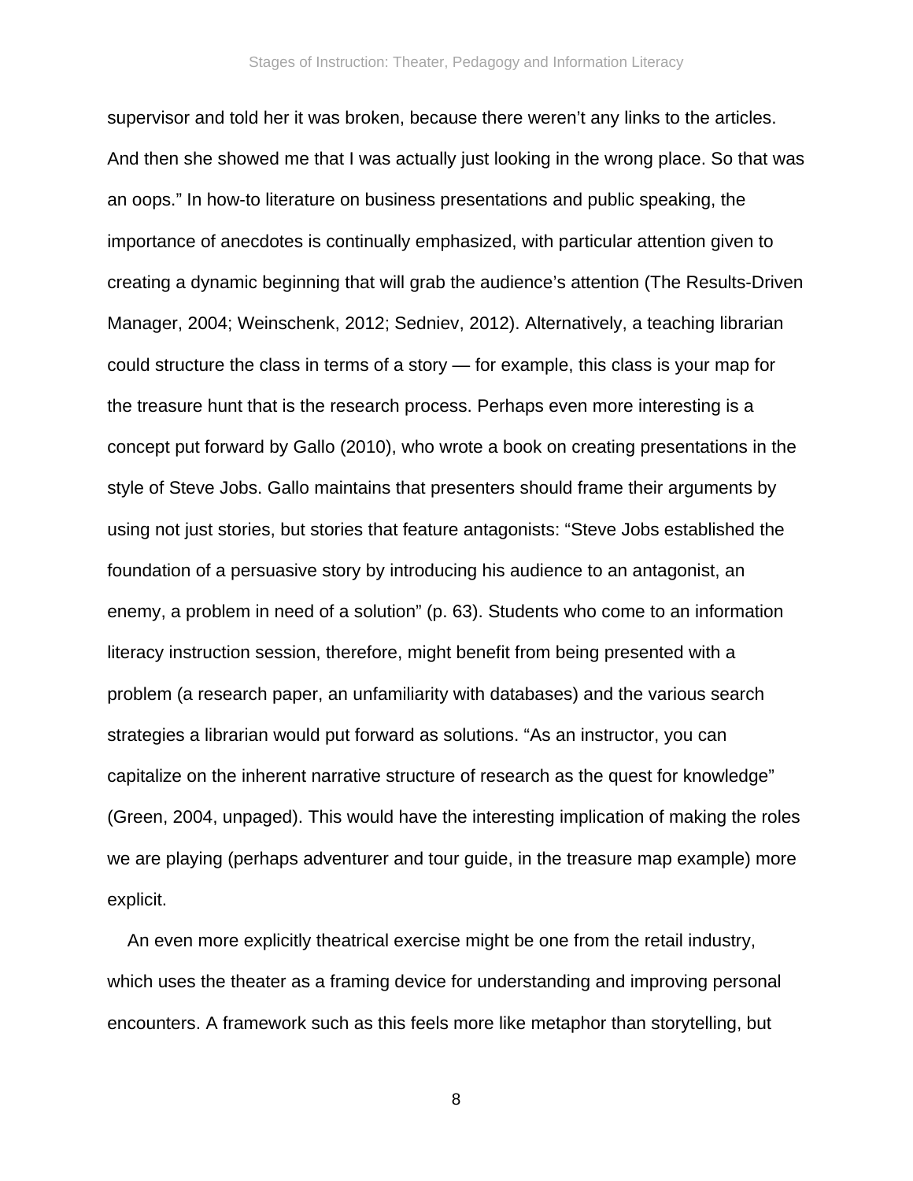supervisor and told her it was broken, because there weren't any links to the articles. And then she showed me that I was actually just looking in the wrong place. So that was an oops." In how-to literature on business presentations and public speaking, the importance of anecdotes is continually emphasized, with particular attention given to creating a dynamic beginning that will grab the audience's attention (The Results-Driven Manager, 2004; Weinschenk, 2012; Sedniev, 2012). Alternatively, a teaching librarian could structure the class in terms of a story — for example, this class is your map for the treasure hunt that is the research process. Perhaps even more interesting is a concept put forward by Gallo (2010), who wrote a book on creating presentations in the style of Steve Jobs. Gallo maintains that presenters should frame their arguments by using not just stories, but stories that feature antagonists: "Steve Jobs established the foundation of a persuasive story by introducing his audience to an antagonist, an enemy, a problem in need of a solution" (p. 63). Students who come to an information literacy instruction session, therefore, might benefit from being presented with a problem (a research paper, an unfamiliarity with databases) and the various search strategies a librarian would put forward as solutions. "As an instructor, you can capitalize on the inherent narrative structure of research as the quest for knowledge" (Green, 2004, unpaged). This would have the interesting implication of making the roles we are playing (perhaps adventurer and tour guide, in the treasure map example) more explicit.

An even more explicitly theatrical exercise might be one from the retail industry, which uses the theater as a framing device for understanding and improving personal encounters. A framework such as this feels more like metaphor than storytelling, but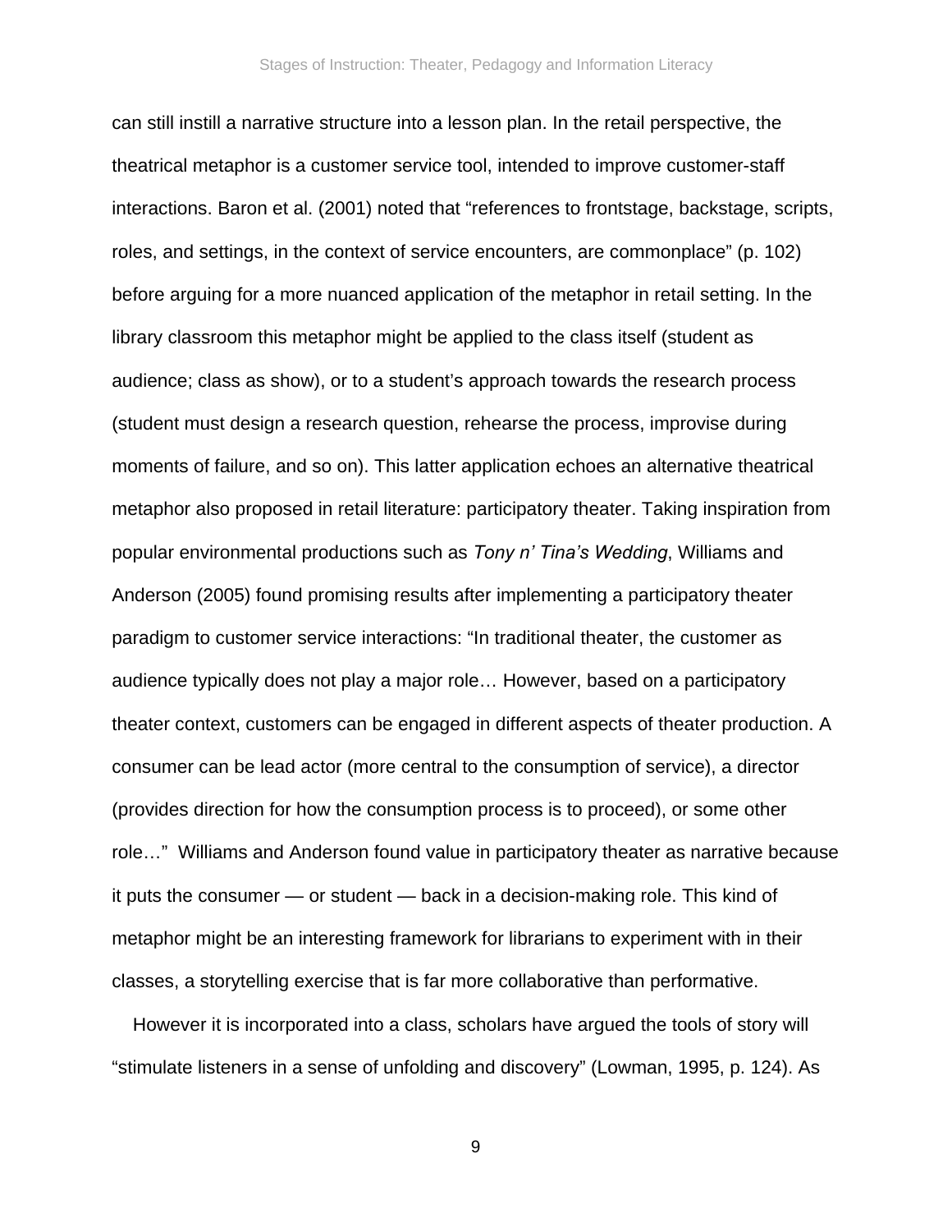can still instill a narrative structure into a lesson plan. In the retail perspective, the theatrical metaphor is a customer service tool, intended to improve customer-staff interactions. Baron et al. (2001) noted that "references to frontstage, backstage, scripts, roles, and settings, in the context of service encounters, are commonplace" (p. 102) before arguing for a more nuanced application of the metaphor in retail setting. In the library classroom this metaphor might be applied to the class itself (student as audience; class as show), or to a student's approach towards the research process (student must design a research question, rehearse the process, improvise during moments of failure, and so on). This latter application echoes an alternative theatrical metaphor also proposed in retail literature: participatory theater. Taking inspiration from popular environmental productions such as *Tony n' Tina's Wedding*, Williams and Anderson (2005) found promising results after implementing a participatory theater paradigm to customer service interactions: "In traditional theater, the customer as audience typically does not play a major role… However, based on a participatory theater context, customers can be engaged in different aspects of theater production. A consumer can be lead actor (more central to the consumption of service), a director (provides direction for how the consumption process is to proceed), or some other role…" Williams and Anderson found value in participatory theater as narrative because it puts the consumer — or student — back in a decision-making role. This kind of metaphor might be an interesting framework for librarians to experiment with in their classes, a storytelling exercise that is far more collaborative than performative.

However it is incorporated into a class, scholars have argued the tools of story will "stimulate listeners in a sense of unfolding and discovery" (Lowman, 1995, p. 124). As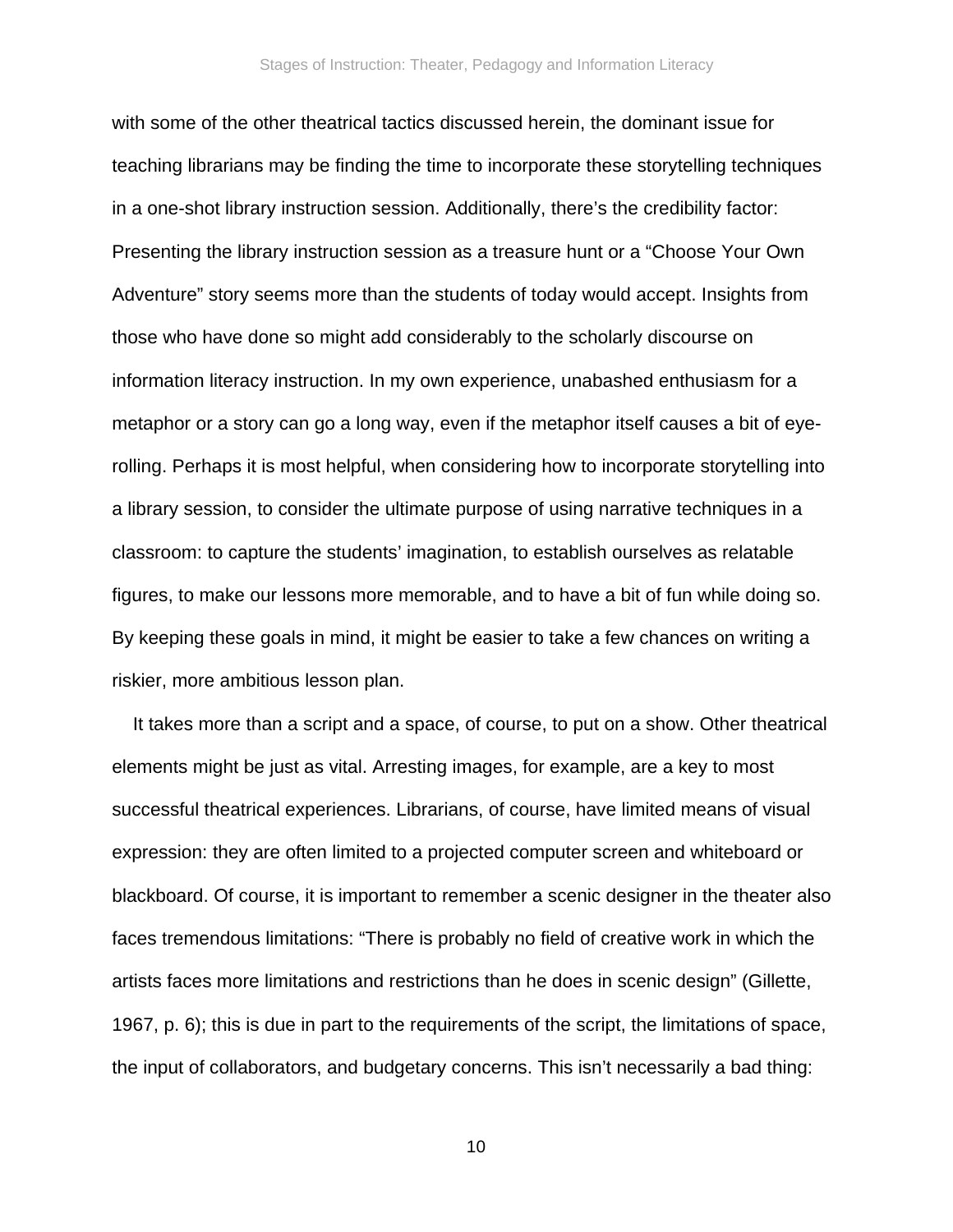with some of the other theatrical tactics discussed herein, the dominant issue for teaching librarians may be finding the time to incorporate these storytelling techniques in a one-shot library instruction session. Additionally, there's the credibility factor: Presenting the library instruction session as a treasure hunt or a "Choose Your Own Adventure" story seems more than the students of today would accept. Insights from those who have done so might add considerably to the scholarly discourse on information literacy instruction. In my own experience, unabashed enthusiasm for a metaphor or a story can go a long way, even if the metaphor itself causes a bit of eye-rolling. Perhaps it is most helpful, when considering how to incorporate storytelling into a library session, to consider the ultimate purpose of using narrative techniques in a classroom: to capture the students' imagination, to establish ourselves as relatable figures, to make our lessons more memorable, and to have a bit of fun while doing so. By keeping these goals in mind, it might be easier to take a few chances on writing a riskier, more ambitious lesson plan.

It takes more than a script and a space, of course, to put on a show. Other theatrical elements might be just as vital. Arresting images, for example, are a key to most successful theatrical experiences. Librarians, of course, have limited means of visual expression: they are often limited to a projected computer screen and whiteboard or blackboard. Of course, it is important to remember a scenic designer in the theater also faces tremendous limitations: "There is probably no field of creative work in which the artists faces more limitations and restrictions than he does in scenic design" (Gillette, 1967, p. 6); this is due in part to the requirements of the script, the limitations of space, the input of collaborators, and budgetary concerns. This isn't necessarily a bad thing: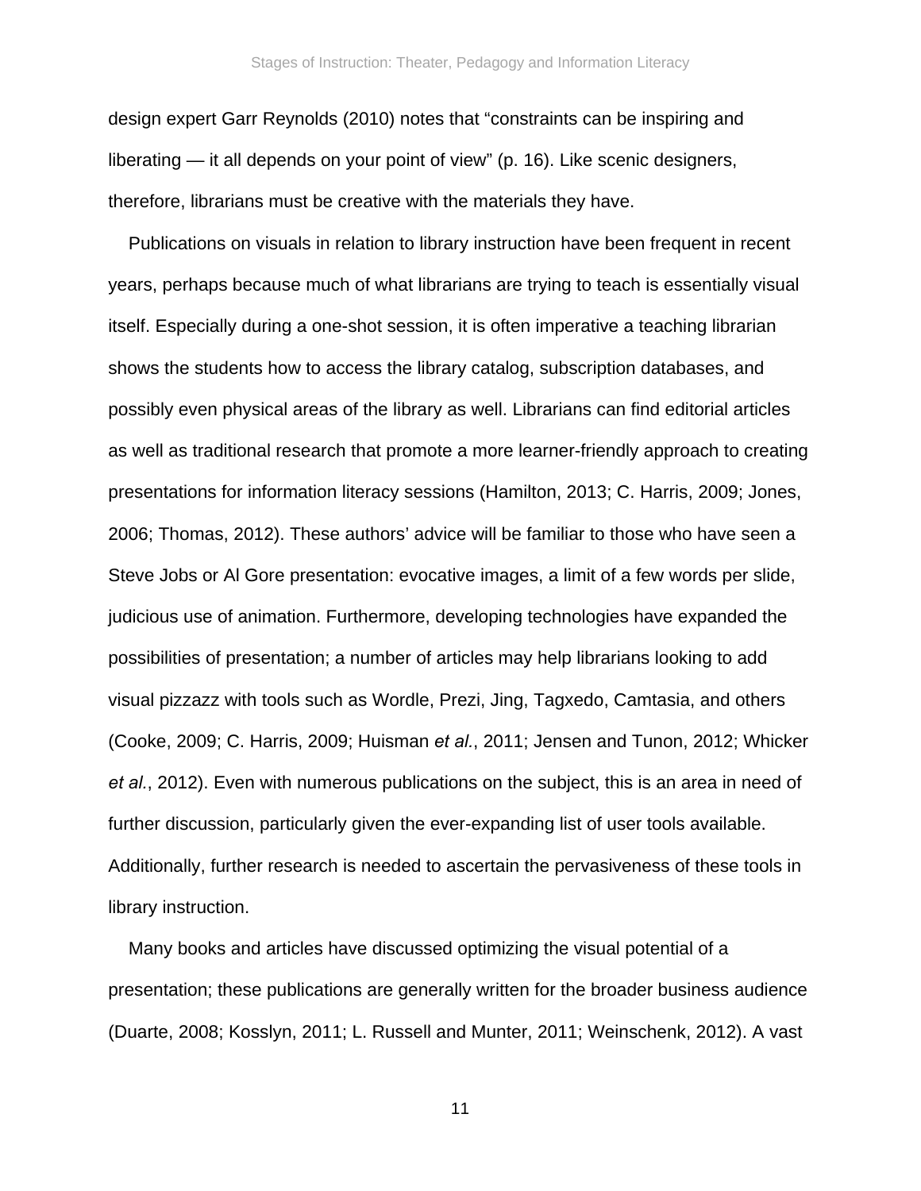design expert Garr Reynolds (2010) notes that “constraints can be inspiring and liberating — it all depends on your point of view” (p. 16). Like scenic designers, therefore, librarians must be creative with the materials they have.

Publications on visuals in relation to library instruction have been frequent in recent years, perhaps because much of what librarians are trying to teach is essentially visual itself. Especially during a one-shot session, it is often imperative a teaching librarian shows the students how to access the library catalog, subscription databases, and possibly even physical areas of the library as well. Librarians can find editorial articles as well as traditional research that promote a more learner-friendly approach to creating presentations for information literacy sessions (Hamilton, 2013; C. Harris, 2009; Jones, 2006; Thomas, 2012). These authors’ advice will be familiar to those who have seen a Steve Jobs or Al Gore presentation: evocative images, a limit of a few words per slide, judicious use of animation. Furthermore, developing technologies have expanded the possibilities of presentation; a number of articles may help librarians looking to add visual pizzazz with tools such as Wordle, Prezi, Jing, Tagxedo, Camtasia, and others (Cooke, 2009; C. Harris, 2009; Huisman *et al.*, 2011; Jensen and Tunon, 2012; Whicker *et al.*, 2012). Even with numerous publications on the subject, this is an area in need of further discussion, particularly given the ever-expanding list of user tools available. Additionally, further research is needed to ascertain the pervasiveness of these tools in library instruction.

Many books and articles have discussed optimizing the visual potential of a presentation; these publications are generally written for the broader business audience (Duarte, 2008; Kosslyn, 2011; L. Russell and Munter, 2011; Weinschenk, 2012). A vast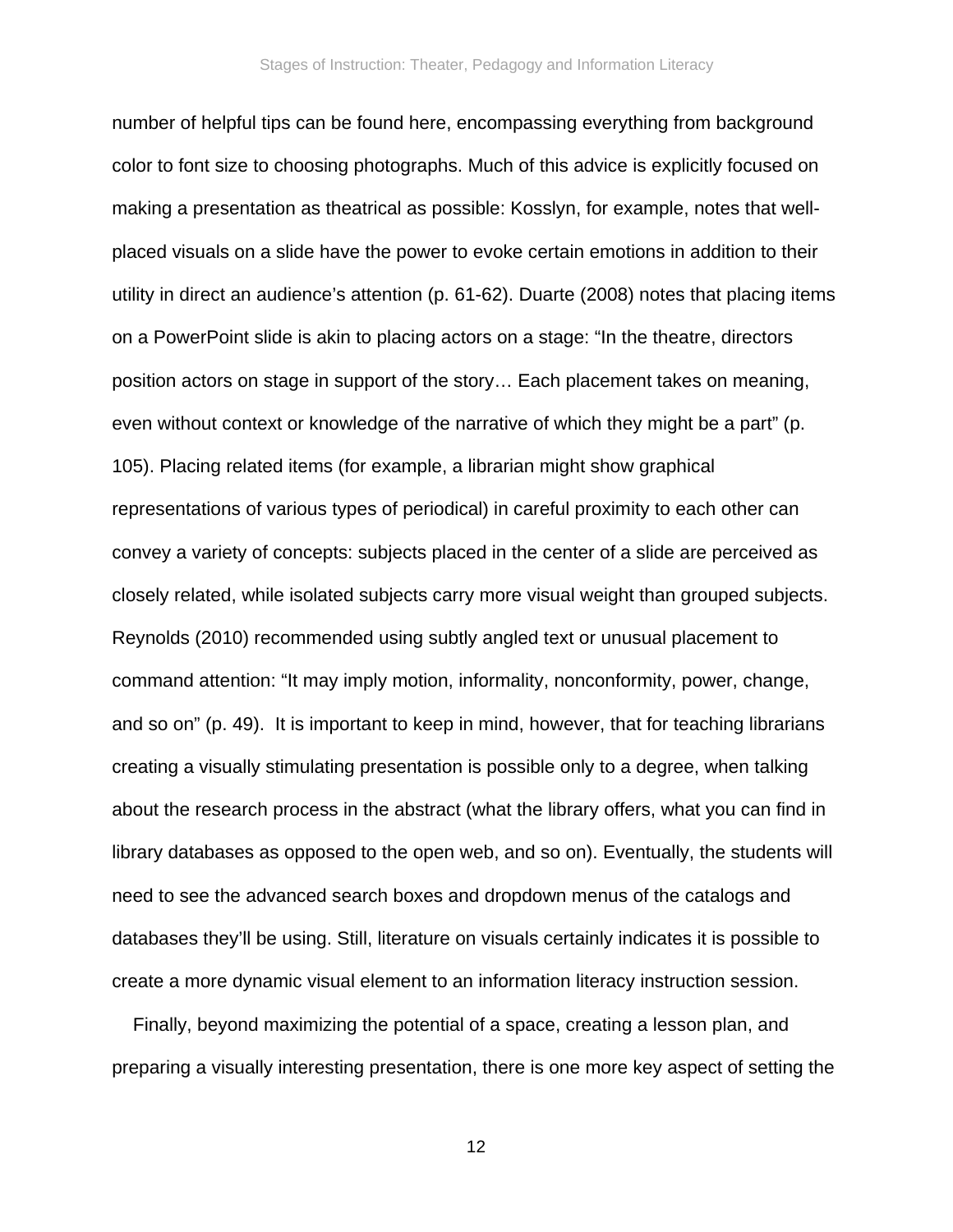number of helpful tips can be found here, encompassing everything from background color to font size to choosing photographs. Much of this advice is explicitly focused on making a presentation as theatrical as possible: Kosslyn, for example, notes that well-placed visuals on a slide have the power to evoke certain emotions in addition to their utility in direct an audience's attention (p. 61-62). Duarte (2008) notes that placing items on a PowerPoint slide is akin to placing actors on a stage: "In the theatre, directors position actors on stage in support of the story… Each placement takes on meaning, even without context or knowledge of the narrative of which they might be a part" (p. 105). Placing related items (for example, a librarian might show graphical representations of various types of periodical) in careful proximity to each other can convey a variety of concepts: subjects placed in the center of a slide are perceived as closely related, while isolated subjects carry more visual weight than grouped subjects. Reynolds (2010) recommended using subtly angled text or unusual placement to command attention: "It may imply motion, informality, nonconformity, power, change, and so on" (p. 49). It is important to keep in mind, however, that for teaching librarians creating a visually stimulating presentation is possible only to a degree, when talking about the research process in the abstract (what the library offers, what you can find in library databases as opposed to the open web, and so on). Eventually, the students will need to see the advanced search boxes and dropdown menus of the catalogs and databases they'll be using. Still, literature on visuals certainly indicates it is possible to create a more dynamic visual element to an information literacy instruction session.

Finally, beyond maximizing the potential of a space, creating a lesson plan, and preparing a visually interesting presentation, there is one more key aspect of setting the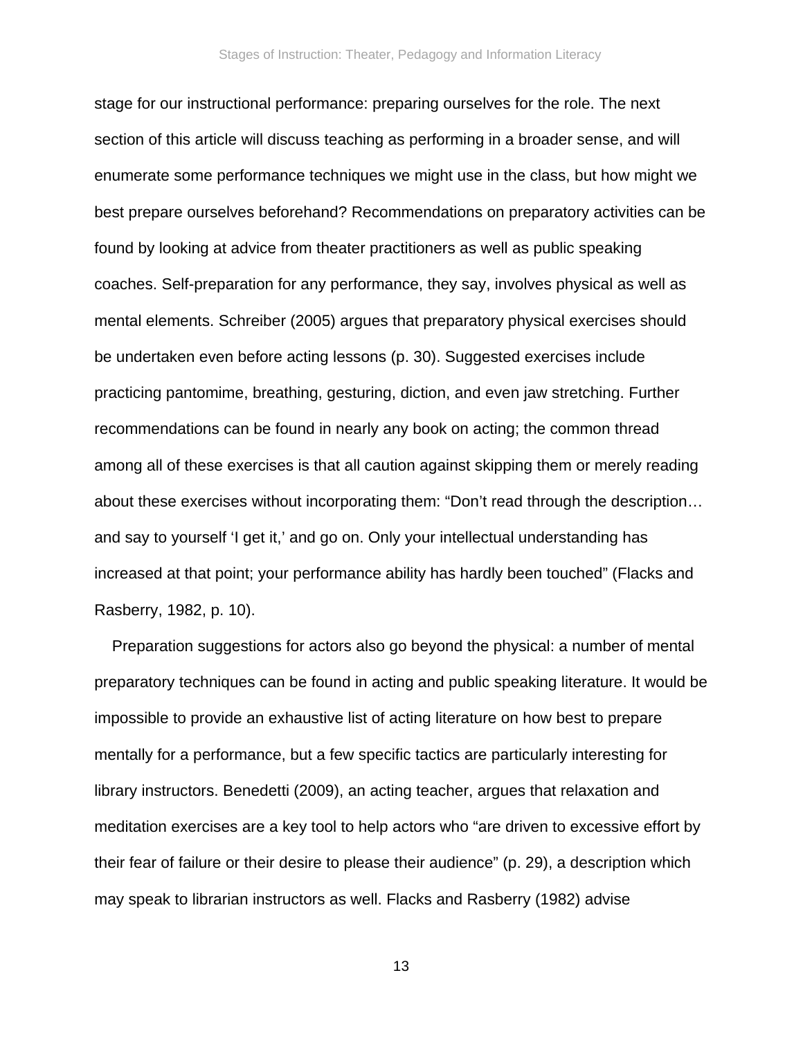stage for our instructional performance: preparing ourselves for the role. The next section of this article will discuss teaching as performing in a broader sense, and will enumerate some performance techniques we might use in the class, but how might we best prepare ourselves beforehand? Recommendations on preparatory activities can be found by looking at advice from theater practitioners as well as public speaking coaches. Self-preparation for any performance, they say, involves physical as well as mental elements. Schreiber (2005) argues that preparatory physical exercises should be undertaken even before acting lessons (p. 30). Suggested exercises include practicing pantomime, breathing, gesturing, diction, and even jaw stretching. Further recommendations can be found in nearly any book on acting; the common thread among all of these exercises is that all caution against skipping them or merely reading about these exercises without incorporating them: "Don't read through the description… and say to yourself 'I get it,' and go on. Only your intellectual understanding has increased at that point; your performance ability has hardly been touched" (Flacks and Rasberry, 1982, p. 10).

Preparation suggestions for actors also go beyond the physical: a number of mental preparatory techniques can be found in acting and public speaking literature. It would be impossible to provide an exhaustive list of acting literature on how best to prepare mentally for a performance, but a few specific tactics are particularly interesting for library instructors. Benedetti (2009), an acting teacher, argues that relaxation and meditation exercises are a key tool to help actors who "are driven to excessive effort by their fear of failure or their desire to please their audience" (p. 29), a description which may speak to librarian instructors as well. Flacks and Rasberry (1982) advise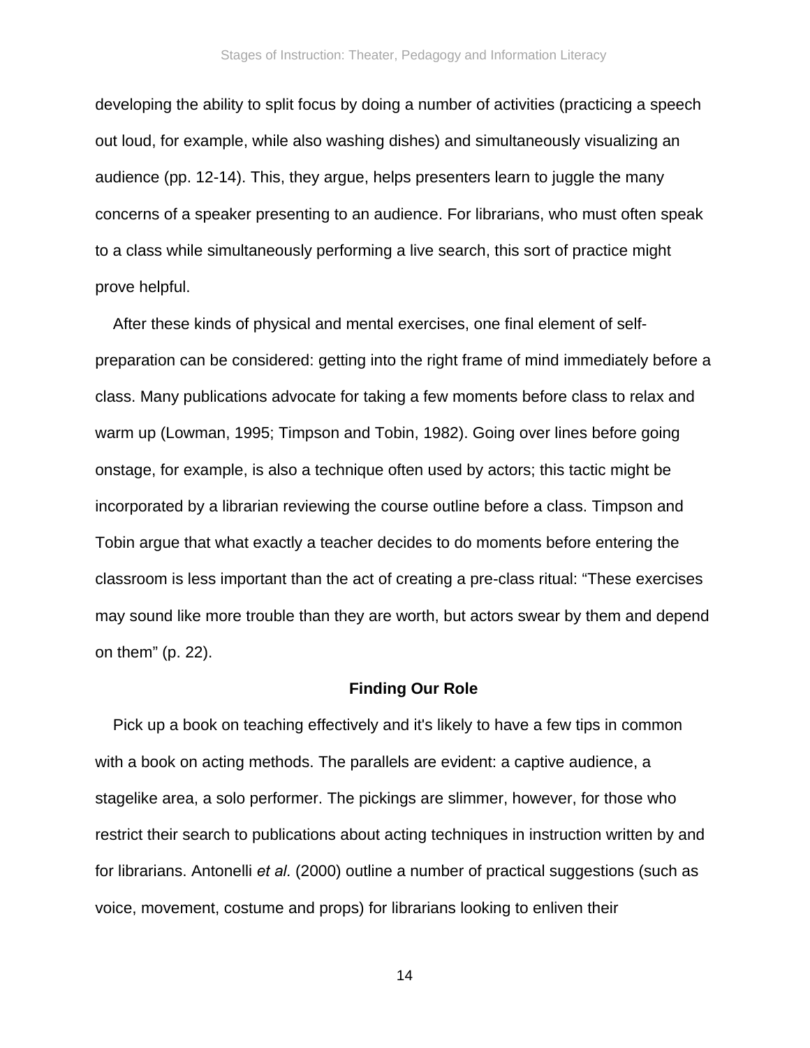developing the ability to split focus by doing a number of activities (practicing a speech out loud, for example, while also washing dishes) and simultaneously visualizing an audience (pp. 12-14). This, they argue, helps presenters learn to juggle the many concerns of a speaker presenting to an audience. For librarians, who must often speak to a class while simultaneously performing a live search, this sort of practice might prove helpful.

After these kinds of physical and mental exercises, one final element of self-preparation can be considered: getting into the right frame of mind immediately before a class. Many publications advocate for taking a few moments before class to relax and warm up (Lowman, 1995; Timpson and Tobin, 1982). Going over lines before going onstage, for example, is also a technique often used by actors; this tactic might be incorporated by a librarian reviewing the course outline before a class. Timpson and Tobin argue that what exactly a teacher decides to do moments before entering the classroom is less important than the act of creating a pre-class ritual: "These exercises may sound like more trouble than they are worth, but actors swear by them and depend on them" (p. 22).

## Finding Our Role

Pick up a book on teaching effectively and it's likely to have a few tips in common with a book on acting methods. The parallels are evident: a captive audience, a stagelike area, a solo performer. The pickings are slimmer, however, for those who restrict their search to publications about acting techniques in instruction written by and for librarians. Antonelli *et al.* (2000) outline a number of practical suggestions (such as voice, movement, costume and props) for librarians looking to enliven their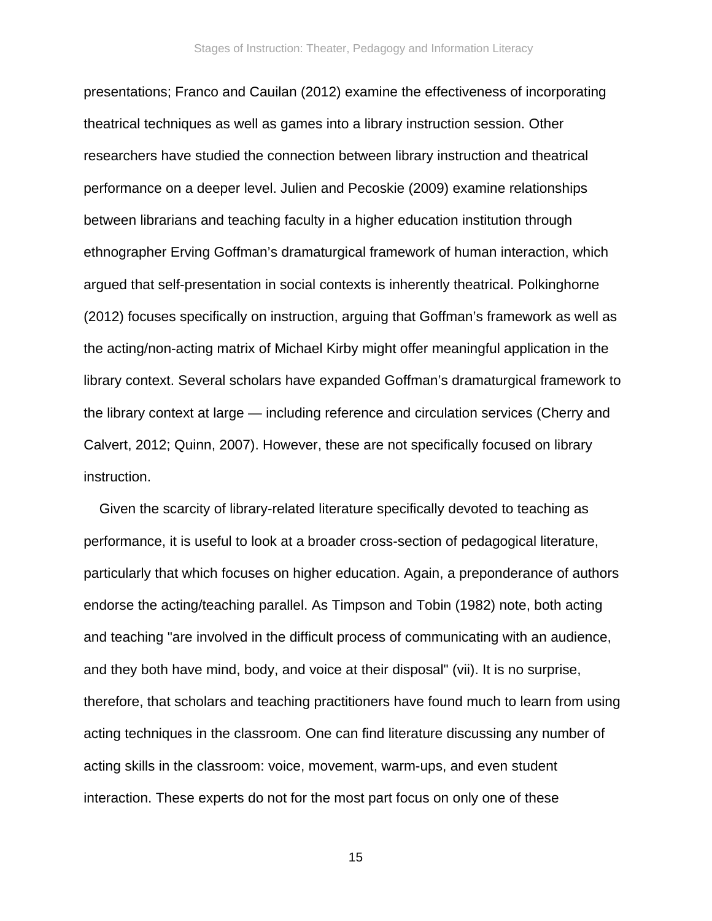presentations; Franco and Cauilan (2012) examine the effectiveness of incorporating theatrical techniques as well as games into a library instruction session. Other researchers have studied the connection between library instruction and theatrical performance on a deeper level. Julien and Pecoskie (2009) examine relationships between librarians and teaching faculty in a higher education institution through ethnographer Erving Goffman's dramaturgical framework of human interaction, which argued that self-presentation in social contexts is inherently theatrical. Polkinghorne (2012) focuses specifically on instruction, arguing that Goffman's framework as well as the acting/non-acting matrix of Michael Kirby might offer meaningful application in the library context. Several scholars have expanded Goffman's dramaturgical framework to the library context at large — including reference and circulation services (Cherry and Calvert, 2012; Quinn, 2007). However, these are not specifically focused on library instruction.

Given the scarcity of library-related literature specifically devoted to teaching as performance, it is useful to look at a broader cross-section of pedagogical literature, particularly that which focuses on higher education. Again, a preponderance of authors endorse the acting/teaching parallel. As Timpson and Tobin (1982) note, both acting and teaching "are involved in the difficult process of communicating with an audience, and they both have mind, body, and voice at their disposal" (vii). It is no surprise, therefore, that scholars and teaching practitioners have found much to learn from using acting techniques in the classroom. One can find literature discussing any number of acting skills in the classroom: voice, movement, warm-ups, and even student interaction. These experts do not for the most part focus on only one of these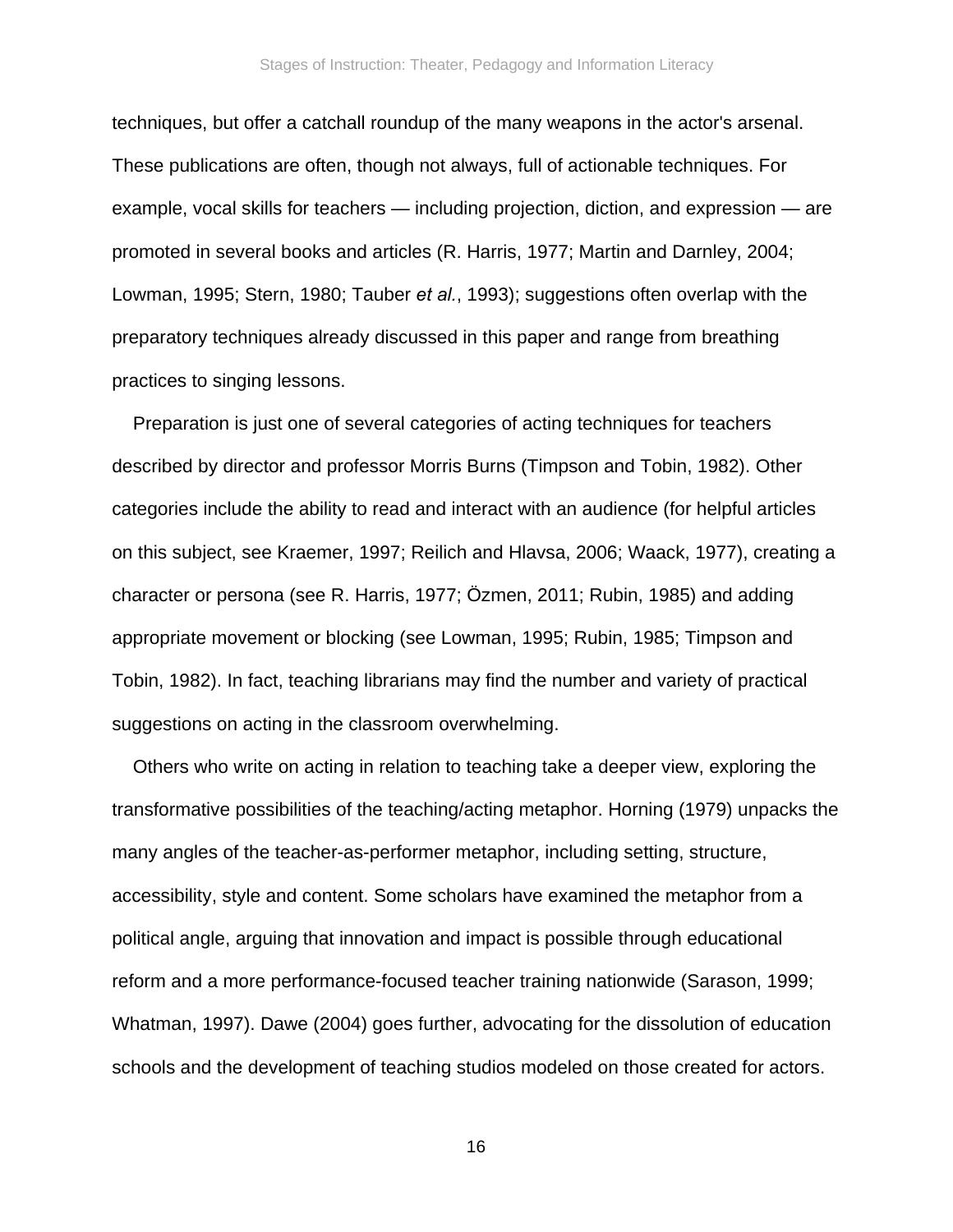techniques, but offer a catchall roundup of the many weapons in the actor's arsenal. These publications are often, though not always, full of actionable techniques. For example, vocal skills for teachers — including projection, diction, and expression — are promoted in several books and articles (R. Harris, 1977; Martin and Darnley, 2004; Lowman, 1995; Stern, 1980; Tauber *et al.*, 1993); suggestions often overlap with the preparatory techniques already discussed in this paper and range from breathing practices to singing lessons.

Preparation is just one of several categories of acting techniques for teachers described by director and professor Morris Burns (Timpson and Tobin, 1982). Other categories include the ability to read and interact with an audience (for helpful articles on this subject, see Kraemer, 1997; Reilich and Hlavsa, 2006; Waack, 1977), creating a character or persona (see R. Harris, 1977; Özmen, 2011; Rubin, 1985) and adding appropriate movement or blocking (see Lowman, 1995; Rubin, 1985; Timpson and Tobin, 1982). In fact, teaching librarians may find the number and variety of practical suggestions on acting in the classroom overwhelming.

Others who write on acting in relation to teaching take a deeper view, exploring the transformative possibilities of the teaching/acting metaphor. Horning (1979) unpacks the many angles of the teacher-as-performer metaphor, including setting, structure, accessibility, style and content. Some scholars have examined the metaphor from a political angle, arguing that innovation and impact is possible through educational reform and a more performance-focused teacher training nationwide (Sarason, 1999; Whatman, 1997). Dawe (2004) goes further, advocating for the dissolution of education schools and the development of teaching studios modeled on those created for actors.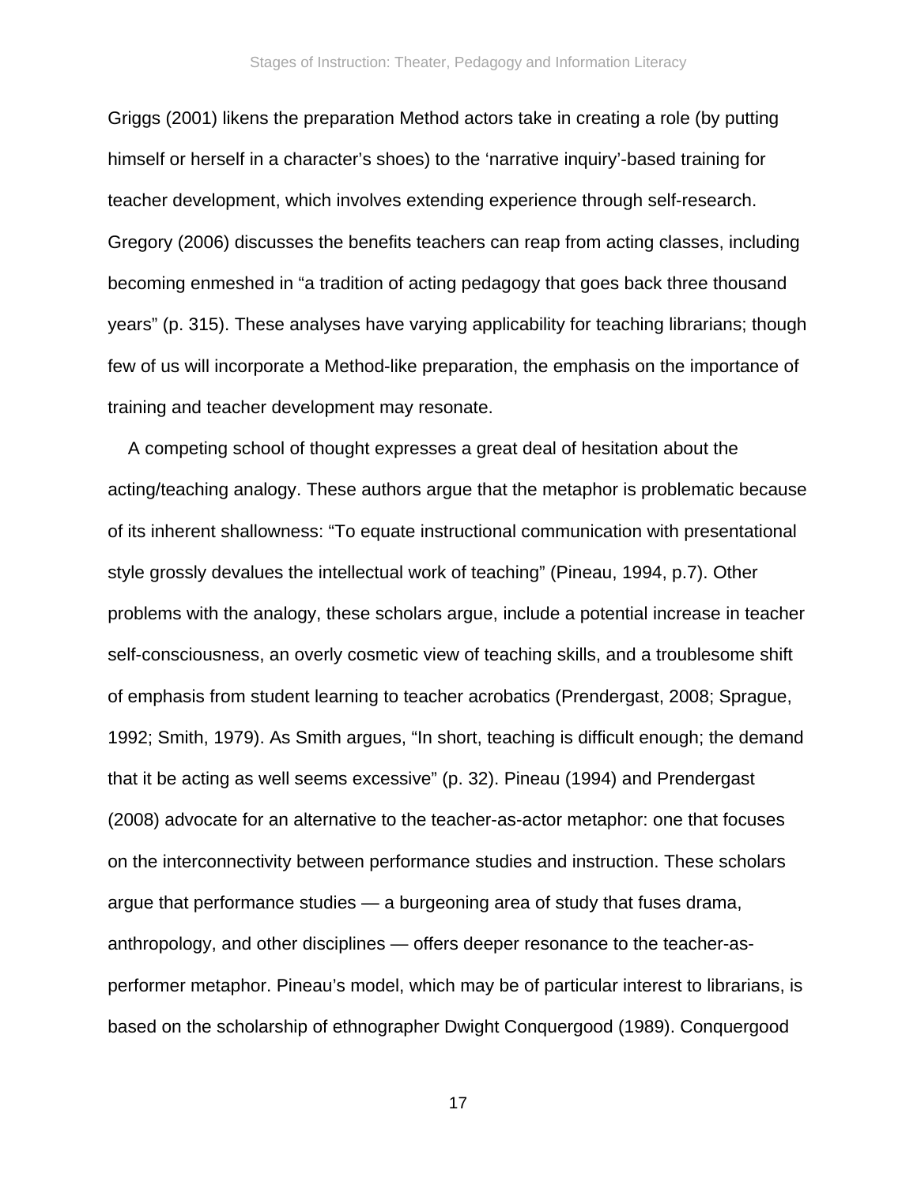Griggs (2001) likens the preparation Method actors take in creating a role (by putting himself or herself in a character's shoes) to the 'narrative inquiry'-based training for teacher development, which involves extending experience through self-research. Gregory (2006) discusses the benefits teachers can reap from acting classes, including becoming enmeshed in "a tradition of acting pedagogy that goes back three thousand years" (p. 315). These analyses have varying applicability for teaching librarians; though few of us will incorporate a Method-like preparation, the emphasis on the importance of training and teacher development may resonate.

A competing school of thought expresses a great deal of hesitation about the acting/teaching analogy. These authors argue that the metaphor is problematic because of its inherent shallowness: "To equate instructional communication with presentational style grossly devalues the intellectual work of teaching" (Pineau, 1994, p.7). Other problems with the analogy, these scholars argue, include a potential increase in teacher self-consciousness, an overly cosmetic view of teaching skills, and a troublesome shift of emphasis from student learning to teacher acrobatics (Prendergast, 2008; Sprague, 1992; Smith, 1979). As Smith argues, "In short, teaching is difficult enough; the demand that it be acting as well seems excessive" (p. 32). Pineau (1994) and Prendergast (2008) advocate for an alternative to the teacher-as-actor metaphor: one that focuses on the interconnectivity between performance studies and instruction. These scholars argue that performance studies — a burgeoning area of study that fuses drama, anthropology, and other disciplines — offers deeper resonance to the teacher-as-performer metaphor. Pineau's model, which may be of particular interest to librarians, is based on the scholarship of ethnographer Dwight Conquergood (1989). Conquergood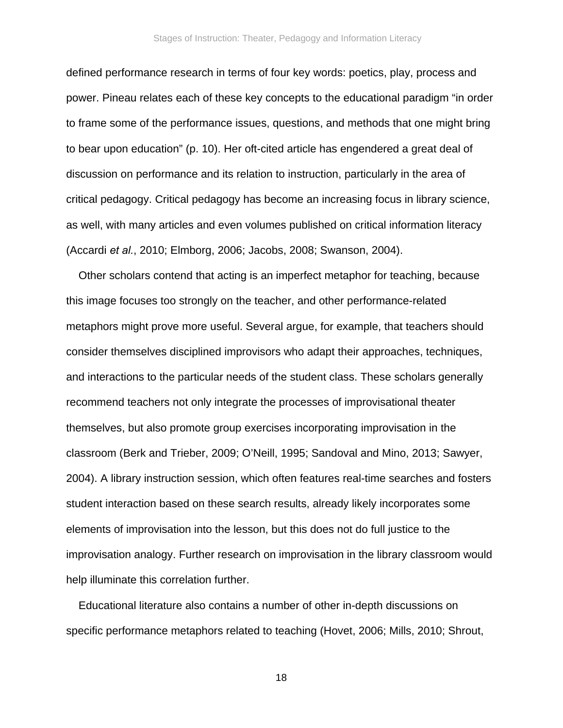defined performance research in terms of four key words: poetics, play, process and power. Pineau relates each of these key concepts to the educational paradigm "in order to frame some of the performance issues, questions, and methods that one might bring to bear upon education" (p. 10). Her oft-cited article has engendered a great deal of discussion on performance and its relation to instruction, particularly in the area of critical pedagogy. Critical pedagogy has become an increasing focus in library science, as well, with many articles and even volumes published on critical information literacy (Accardi *et al.*, 2010; Elmborg, 2006; Jacobs, 2008; Swanson, 2004).

Other scholars contend that acting is an imperfect metaphor for teaching, because this image focuses too strongly on the teacher, and other performance-related metaphors might prove more useful. Several argue, for example, that teachers should consider themselves disciplined improvisors who adapt their approaches, techniques, and interactions to the particular needs of the student class. These scholars generally recommend teachers not only integrate the processes of improvisational theater themselves, but also promote group exercises incorporating improvisation in the classroom (Berk and Trieber, 2009; O'Neill, 1995; Sandoval and Mino, 2013; Sawyer, 2004). A library instruction session, which often features real-time searches and fosters student interaction based on these search results, already likely incorporates some elements of improvisation into the lesson, but this does not do full justice to the improvisation analogy. Further research on improvisation in the library classroom would help illuminate this correlation further.

Educational literature also contains a number of other in-depth discussions on specific performance metaphors related to teaching (Hovet, 2006; Mills, 2010; Shrout,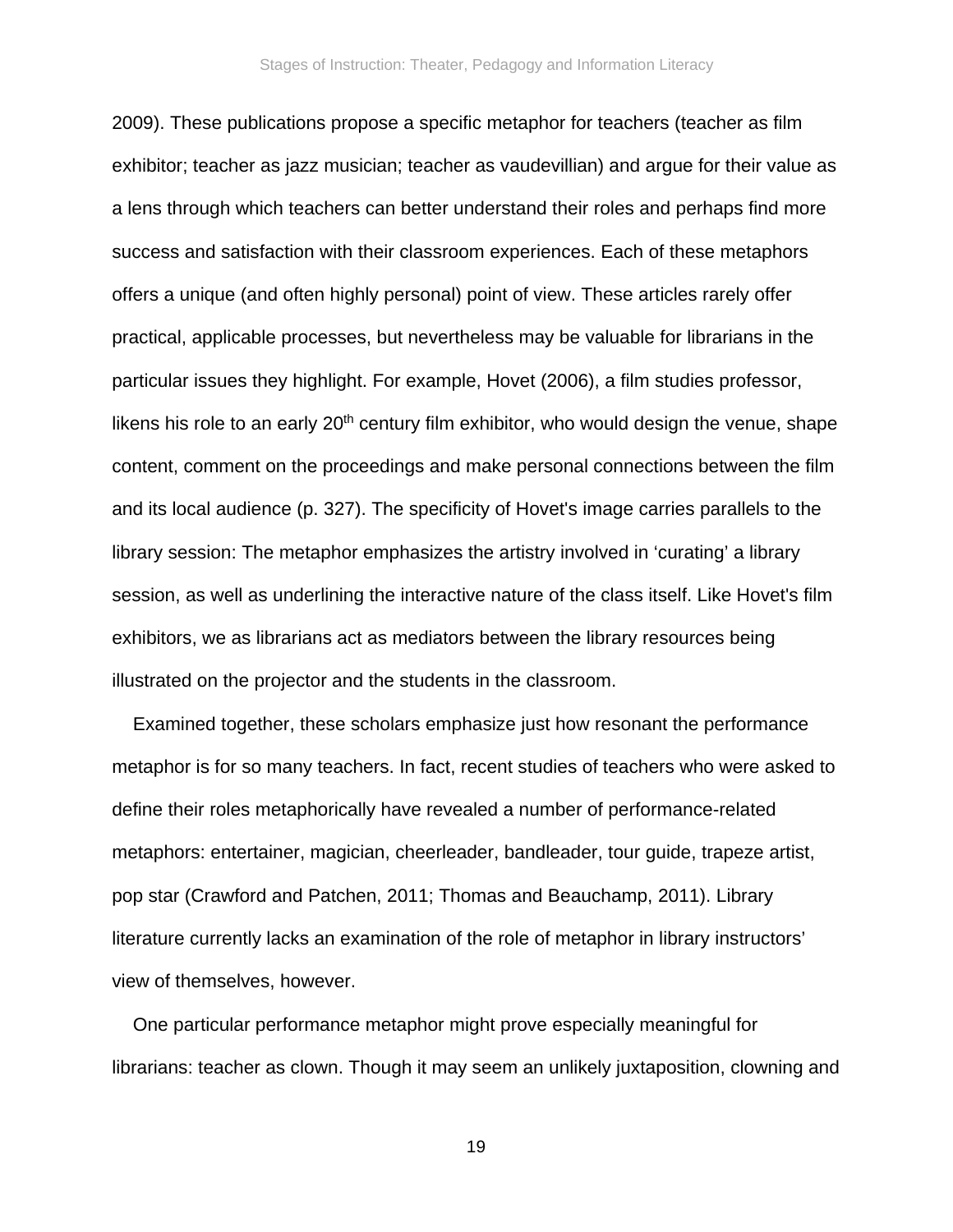2009). These publications propose a specific metaphor for teachers (teacher as film exhibitor; teacher as jazz musician; teacher as vaudevillian) and argue for their value as a lens through which teachers can better understand their roles and perhaps find more success and satisfaction with their classroom experiences. Each of these metaphors offers a unique (and often highly personal) point of view. These articles rarely offer practical, applicable processes, but nevertheless may be valuable for librarians in the particular issues they highlight. For example, Hovet (2006), a film studies professor, likens his role to an early 20th century film exhibitor, who would design the venue, shape content, comment on the proceedings and make personal connections between the film and its local audience (p. 327). The specificity of Hovet's image carries parallels to the library session: The metaphor emphasizes the artistry involved in 'curating' a library session, as well as underlining the interactive nature of the class itself. Like Hovet's film exhibitors, we as librarians act as mediators between the library resources being illustrated on the projector and the students in the classroom.

Examined together, these scholars emphasize just how resonant the performance metaphor is for so many teachers. In fact, recent studies of teachers who were asked to define their roles metaphorically have revealed a number of performance-related metaphors: entertainer, magician, cheerleader, bandleader, tour guide, trapeze artist, pop star (Crawford and Patchen, 2011; Thomas and Beauchamp, 2011). Library literature currently lacks an examination of the role of metaphor in library instructors' view of themselves, however.

One particular performance metaphor might prove especially meaningful for librarians: teacher as clown. Though it may seem an unlikely juxtaposition, clowning and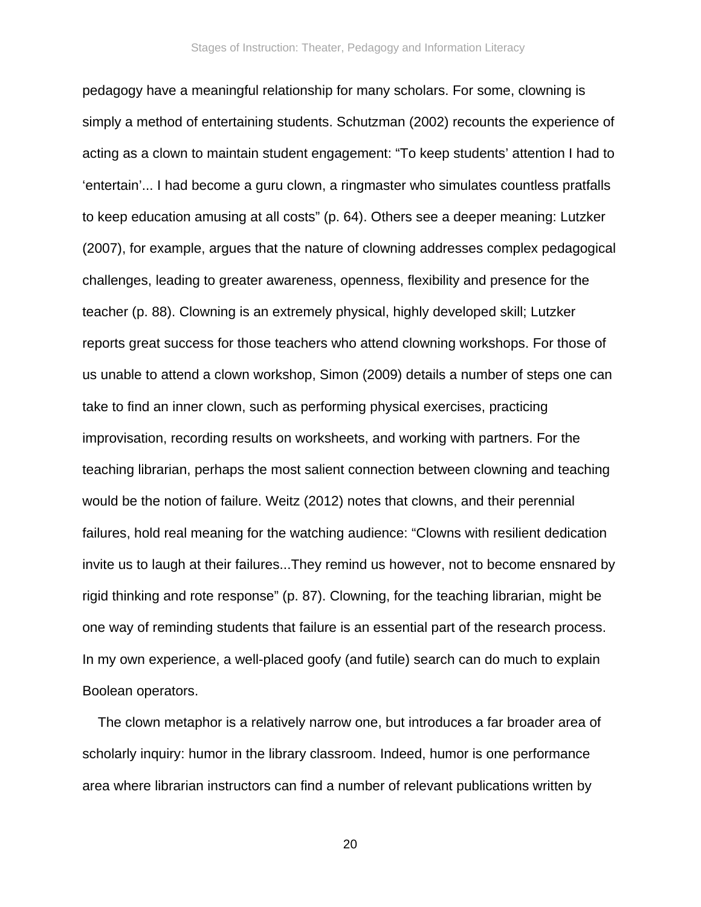pedagogy have a meaningful relationship for many scholars. For some, clowning is simply a method of entertaining students. Schutzman (2002) recounts the experience of acting as a clown to maintain student engagement: “To keep students’ attention I had to ‘entertain’... I had become a guru clown, a ringmaster who simulates countless pratfalls to keep education amusing at all costs” (p. 64). Others see a deeper meaning: Lutzker (2007), for example, argues that the nature of clowning addresses complex pedagogical challenges, leading to greater awareness, openness, flexibility and presence for the teacher (p. 88). Clowning is an extremely physical, highly developed skill; Lutzker reports great success for those teachers who attend clowning workshops. For those of us unable to attend a clown workshop, Simon (2009) details a number of steps one can take to find an inner clown, such as performing physical exercises, practicing improvisation, recording results on worksheets, and working with partners. For the teaching librarian, perhaps the most salient connection between clowning and teaching would be the notion of failure. Weitz (2012) notes that clowns, and their perennial failures, hold real meaning for the watching audience: “Clowns with resilient dedication invite us to laugh at their failures...They remind us however, not to become ensnared by rigid thinking and rote response” (p. 87). Clowning, for the teaching librarian, might be one way of reminding students that failure is an essential part of the research process. In my own experience, a well-placed goofy (and futile) search can do much to explain Boolean operators.

The clown metaphor is a relatively narrow one, but introduces a far broader area of scholarly inquiry: humor in the library classroom. Indeed, humor is one performance area where librarian instructors can find a number of relevant publications written by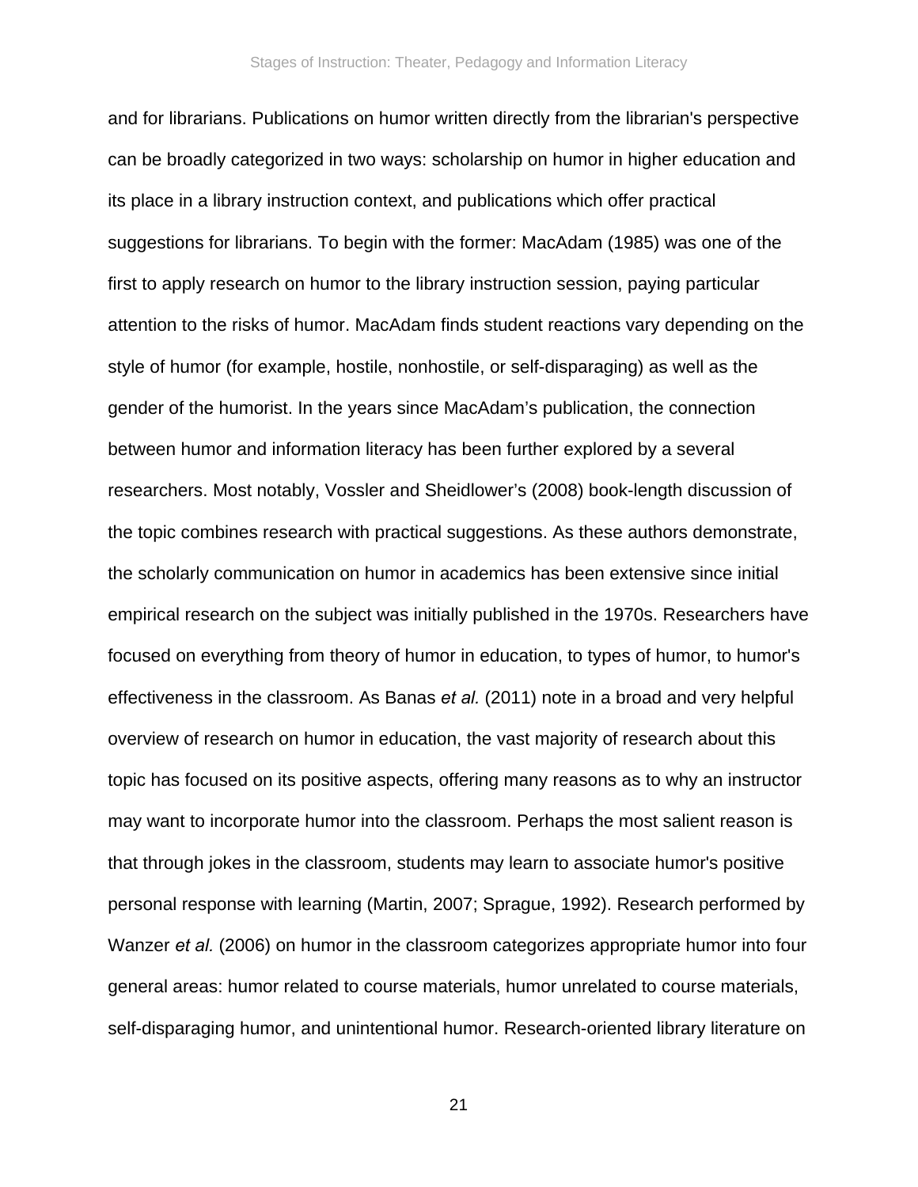and for librarians. Publications on humor written directly from the librarian's perspective can be broadly categorized in two ways: scholarship on humor in higher education and its place in a library instruction context, and publications which offer practical suggestions for librarians. To begin with the former: MacAdam (1985) was one of the first to apply research on humor to the library instruction session, paying particular attention to the risks of humor. MacAdam finds student reactions vary depending on the style of humor (for example, hostile, nonhostile, or self-disparaging) as well as the gender of the humorist. In the years since MacAdam's publication, the connection between humor and information literacy has been further explored by a several researchers. Most notably, Vossler and Sheidlower's (2008) book-length discussion of the topic combines research with practical suggestions. As these authors demonstrate, the scholarly communication on humor in academics has been extensive since initial empirical research on the subject was initially published in the 1970s. Researchers have focused on everything from theory of humor in education, to types of humor, to humor's effectiveness in the classroom. As Banas *et al.* (2011) note in a broad and very helpful overview of research on humor in education, the vast majority of research about this topic has focused on its positive aspects, offering many reasons as to why an instructor may want to incorporate humor into the classroom. Perhaps the most salient reason is that through jokes in the classroom, students may learn to associate humor's positive personal response with learning (Martin, 2007; Sprague, 1992). Research performed by Wanzer *et al.* (2006) on humor in the classroom categorizes appropriate humor into four general areas: humor related to course materials, humor unrelated to course materials, self-disparaging humor, and unintentional humor. Research-oriented library literature on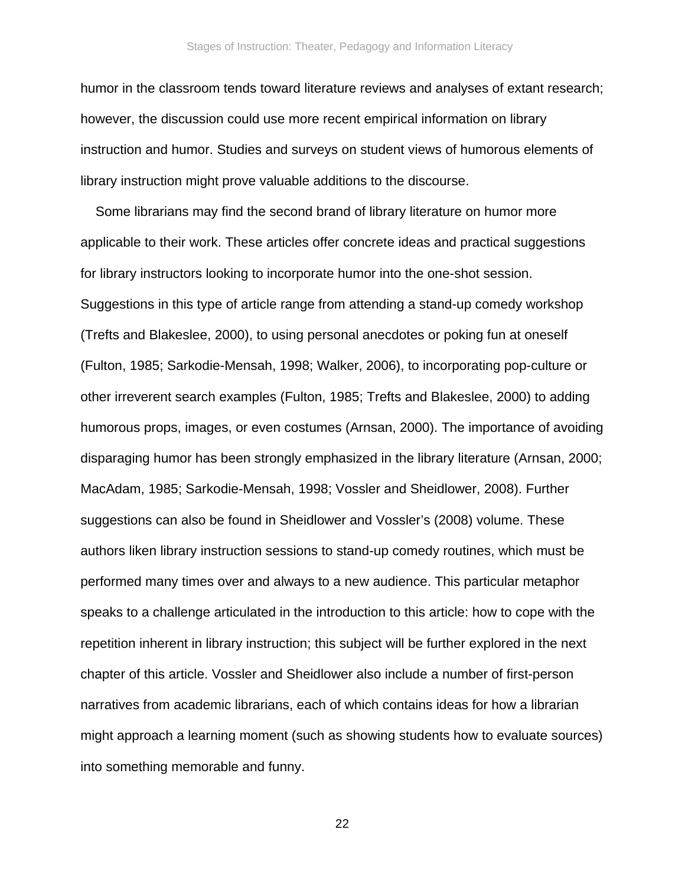humor in the classroom tends toward literature reviews and analyses of extant research; however, the discussion could use more recent empirical information on library instruction and humor. Studies and surveys on student views of humorous elements of library instruction might prove valuable additions to the discourse.

Some librarians may find the second brand of library literature on humor more applicable to their work. These articles offer concrete ideas and practical suggestions for library instructors looking to incorporate humor into the one-shot session. Suggestions in this type of article range from attending a stand-up comedy workshop (Trefts and Blakeslee, 2000), to using personal anecdotes or poking fun at oneself (Fulton, 1985; Sarkodie-Mensah, 1998; Walker, 2006), to incorporating pop-culture or other irreverent search examples (Fulton, 1985; Trefts and Blakeslee, 2000) to adding humorous props, images, or even costumes (Arnsan, 2000). The importance of avoiding disparaging humor has been strongly emphasized in the library literature (Arnsan, 2000; MacAdam, 1985; Sarkodie-Mensah, 1998; Vossler and Sheidlower, 2008). Further suggestions can also be found in Sheidlower and Vossler's (2008) volume. These authors liken library instruction sessions to stand-up comedy routines, which must be performed many times over and always to a new audience. This particular metaphor speaks to a challenge articulated in the introduction to this article: how to cope with the repetition inherent in library instruction; this subject will be further explored in the next chapter of this article. Vossler and Sheidlower also include a number of first-person narratives from academic librarians, each of which contains ideas for how a librarian might approach a learning moment (such as showing students how to evaluate sources) into something memorable and funny.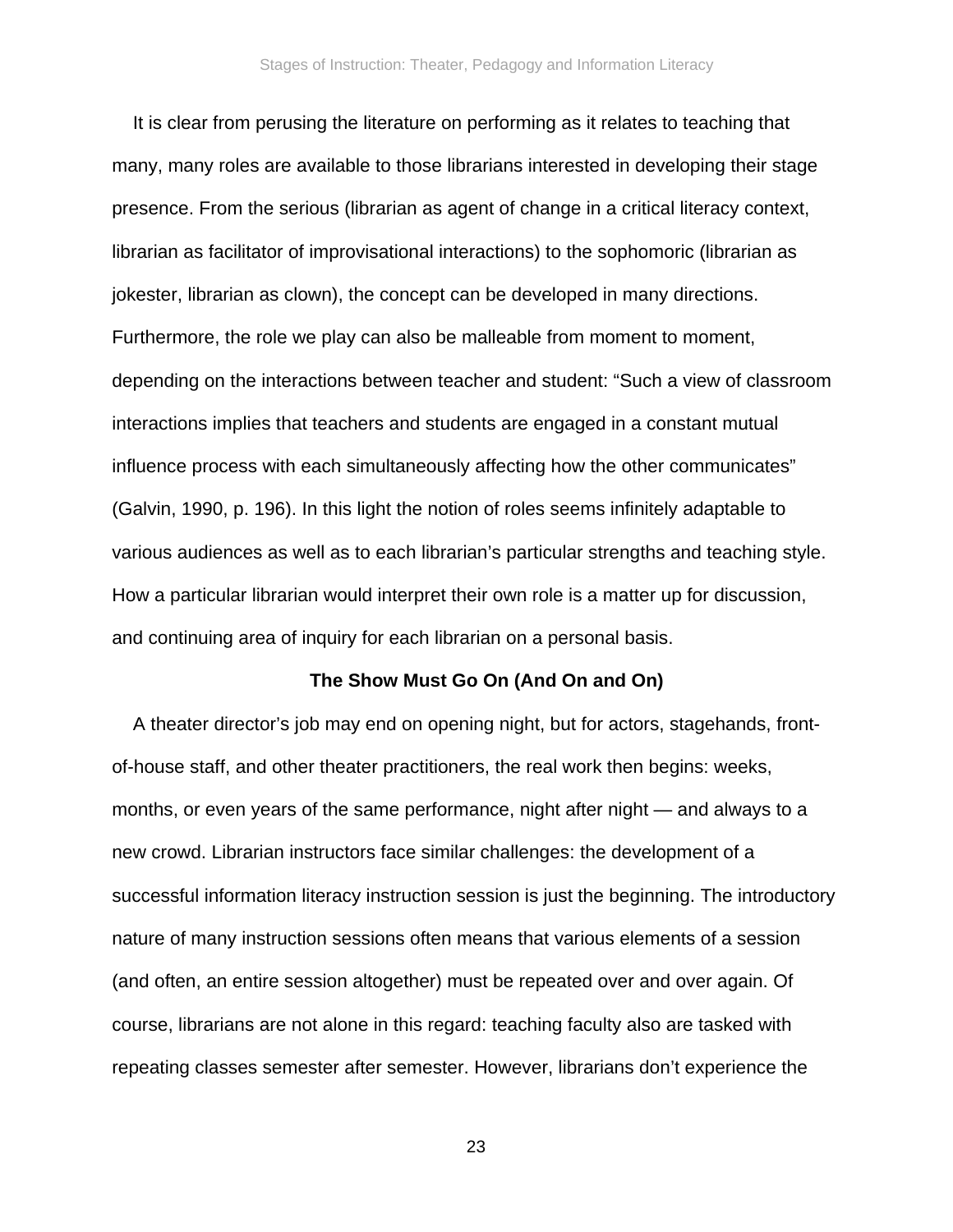It is clear from perusing the literature on performing as it relates to teaching that many, many roles are available to those librarians interested in developing their stage presence. From the serious (librarian as agent of change in a critical literacy context, librarian as facilitator of improvisational interactions) to the sophomoric (librarian as jokester, librarian as clown), the concept can be developed in many directions. Furthermore, the role we play can also be malleable from moment to moment, depending on the interactions between teacher and student: “Such a view of classroom interactions implies that teachers and students are engaged in a constant mutual influence process with each simultaneously affecting how the other communicates” (Galvin, 1990, p. 196). In this light the notion of roles seems infinitely adaptable to various audiences as well as to each librarian’s particular strengths and teaching style. How a particular librarian would interpret their own role is a matter up for discussion, and continuing area of inquiry for each librarian on a personal basis.

## The Show Must Go On (And On and On)

A theater director’s job may end on opening night, but for actors, stagehands, front-of-house staff, and other theater practitioners, the real work then begins: weeks, months, or even years of the same performance, night after night — and always to a new crowd. Librarian instructors face similar challenges: the development of a successful information literacy instruction session is just the beginning. The introductory nature of many instruction sessions often means that various elements of a session (and often, an entire session altogether) must be repeated over and over again. Of course, librarians are not alone in this regard: teaching faculty also are tasked with repeating classes semester after semester. However, librarians don’t experience the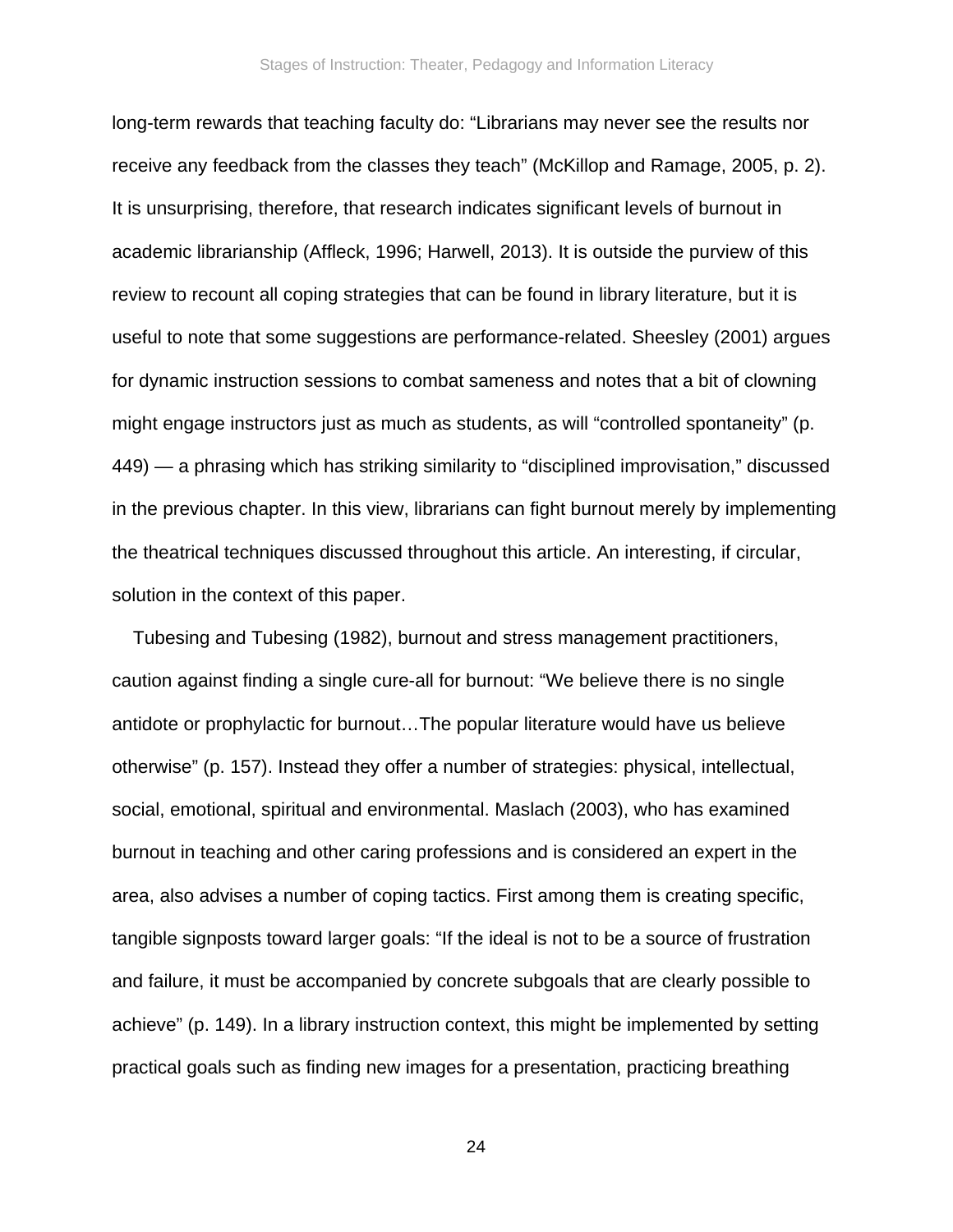long-term rewards that teaching faculty do: "Librarians may never see the results nor receive any feedback from the classes they teach" (McKillop and Ramage, 2005, p. 2). It is unsurprising, therefore, that research indicates significant levels of burnout in academic librarianship (Affleck, 1996; Harwell, 2013). It is outside the purview of this review to recount all coping strategies that can be found in library literature, but it is useful to note that some suggestions are performance-related. Sheesley (2001) argues for dynamic instruction sessions to combat sameness and notes that a bit of clowning might engage instructors just as much as students, as will "controlled spontaneity" (p. 449) — a phrasing which has striking similarity to "disciplined improvisation," discussed in the previous chapter. In this view, librarians can fight burnout merely by implementing the theatrical techniques discussed throughout this article. An interesting, if circular, solution in the context of this paper.

Tubesing and Tubesing (1982), burnout and stress management practitioners, caution against finding a single cure-all for burnout: "We believe there is no single antidote or prophylactic for burnout…The popular literature would have us believe otherwise" (p. 157). Instead they offer a number of strategies: physical, intellectual, social, emotional, spiritual and environmental. Maslach (2003), who has examined burnout in teaching and other caring professions and is considered an expert in the area, also advises a number of coping tactics. First among them is creating specific, tangible signposts toward larger goals: "If the ideal is not to be a source of frustration and failure, it must be accompanied by concrete subgoals that are clearly possible to achieve" (p. 149). In a library instruction context, this might be implemented by setting practical goals such as finding new images for a presentation, practicing breathing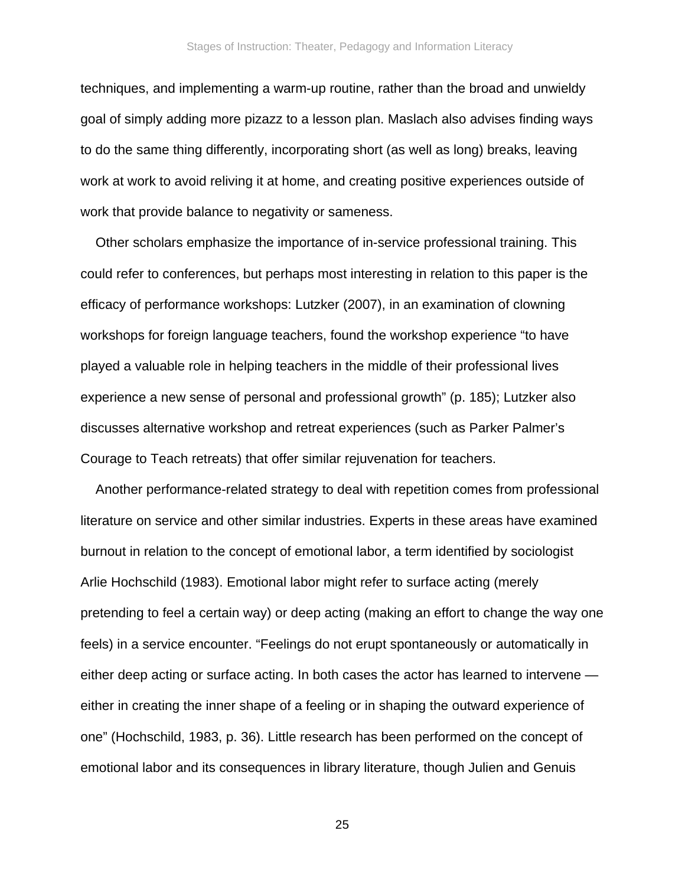techniques, and implementing a warm-up routine, rather than the broad and unwieldy goal of simply adding more pizazz to a lesson plan. Maslach also advises finding ways to do the same thing differently, incorporating short (as well as long) breaks, leaving work at work to avoid reliving it at home, and creating positive experiences outside of work that provide balance to negativity or sameness.

Other scholars emphasize the importance of in-service professional training. This could refer to conferences, but perhaps most interesting in relation to this paper is the efficacy of performance workshops: Lutzker (2007), in an examination of clowning workshops for foreign language teachers, found the workshop experience "to have played a valuable role in helping teachers in the middle of their professional lives experience a new sense of personal and professional growth" (p. 185); Lutzker also discusses alternative workshop and retreat experiences (such as Parker Palmer's Courage to Teach retreats) that offer similar rejuvenation for teachers.

Another performance-related strategy to deal with repetition comes from professional literature on service and other similar industries. Experts in these areas have examined burnout in relation to the concept of emotional labor, a term identified by sociologist Arlie Hochschild (1983). Emotional labor might refer to surface acting (merely pretending to feel a certain way) or deep acting (making an effort to change the way one feels) in a service encounter. "Feelings do not erupt spontaneously or automatically in either deep acting or surface acting. In both cases the actor has learned to intervene — either in creating the inner shape of a feeling or in shaping the outward experience of one" (Hochschild, 1983, p. 36). Little research has been performed on the concept of emotional labor and its consequences in library literature, though Julien and Genuis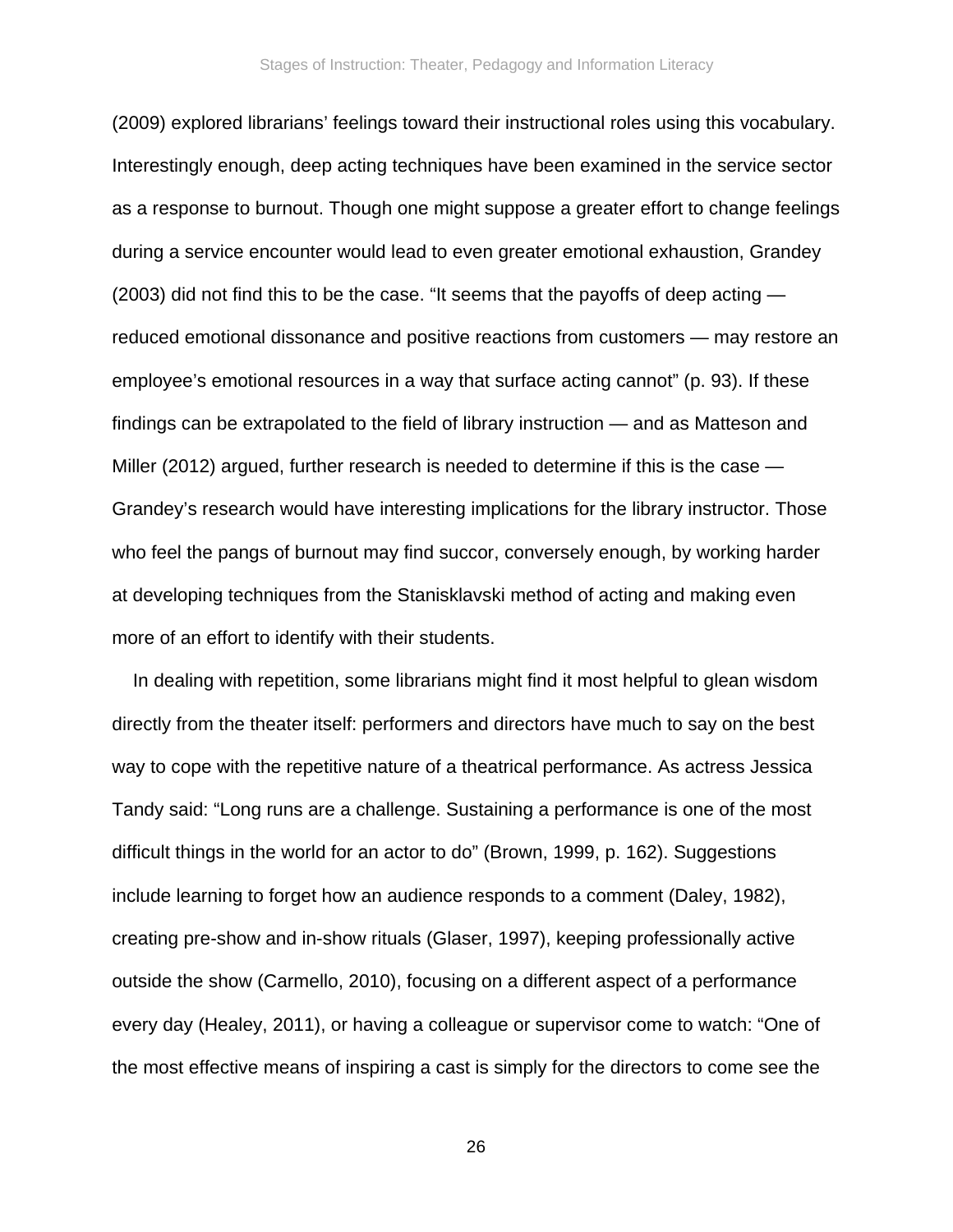(2009) explored librarians' feelings toward their instructional roles using this vocabulary. Interestingly enough, deep acting techniques have been examined in the service sector as a response to burnout. Though one might suppose a greater effort to change feelings during a service encounter would lead to even greater emotional exhaustion, Grandey (2003) did not find this to be the case. "It seems that the payoffs of deep acting — reduced emotional dissonance and positive reactions from customers — may restore an employee's emotional resources in a way that surface acting cannot" (p. 93). If these findings can be extrapolated to the field of library instruction — and as Matteson and Miller (2012) argued, further research is needed to determine if this is the case — Grandey's research would have interesting implications for the library instructor. Those who feel the pangs of burnout may find succor, conversely enough, by working harder at developing techniques from the Stanisklavski method of acting and making even more of an effort to identify with their students.

In dealing with repetition, some librarians might find it most helpful to glean wisdom directly from the theater itself: performers and directors have much to say on the best way to cope with the repetitive nature of a theatrical performance. As actress Jessica Tandy said: "Long runs are a challenge. Sustaining a performance is one of the most difficult things in the world for an actor to do" (Brown, 1999, p. 162). Suggestions include learning to forget how an audience responds to a comment (Daley, 1982), creating pre-show and in-show rituals (Glaser, 1997), keeping professionally active outside the show (Carmello, 2010), focusing on a different aspect of a performance every day (Healey, 2011), or having a colleague or supervisor come to watch: "One of the most effective means of inspiring a cast is simply for the directors to come see the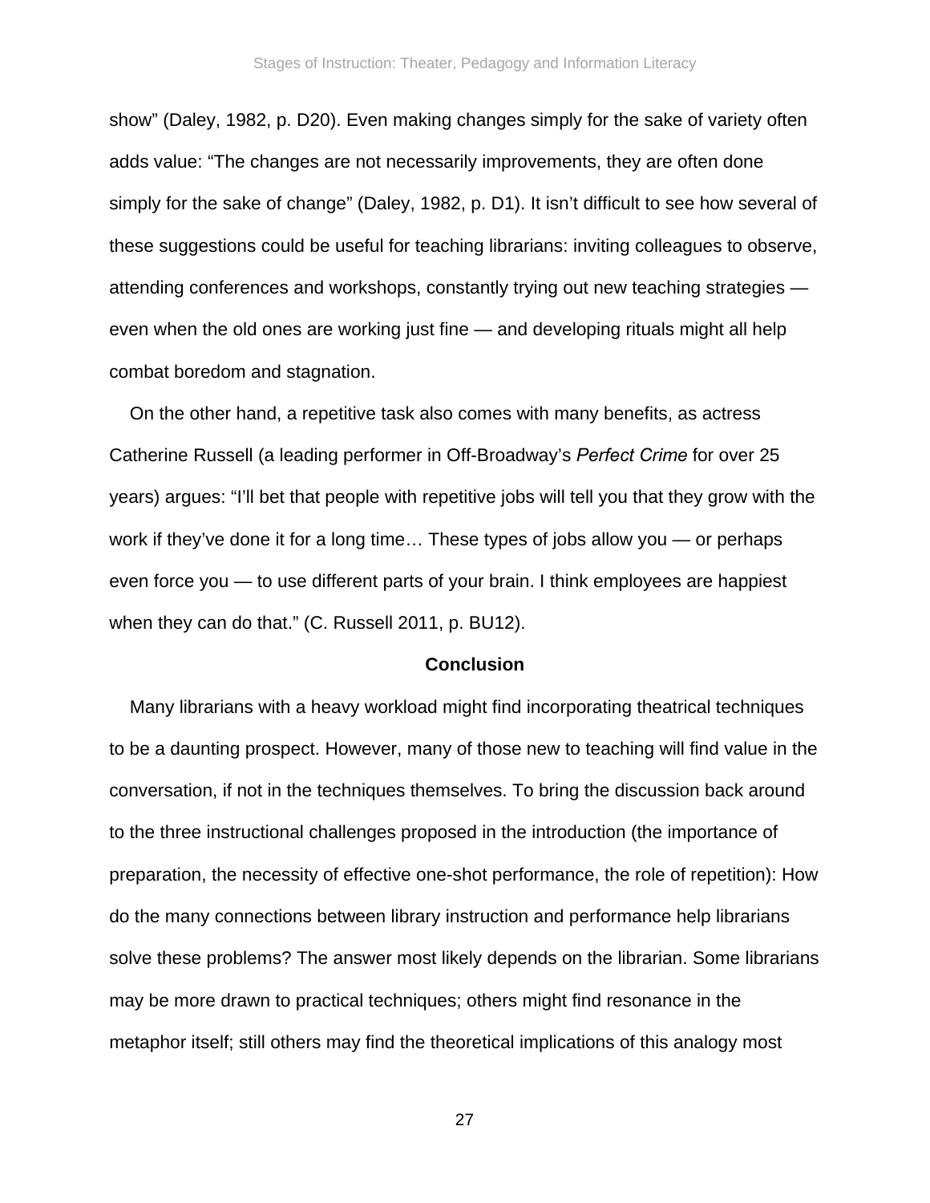show" (Daley, 1982, p. D20). Even making changes simply for the sake of variety often adds value: "The changes are not necessarily improvements, they are often done simply for the sake of change" (Daley, 1982, p. D1). It isn't difficult to see how several of these suggestions could be useful for teaching librarians: inviting colleagues to observe, attending conferences and workshops, constantly trying out new teaching strategies — even when the old ones are working just fine — and developing rituals might all help combat boredom and stagnation.

On the other hand, a repetitive task also comes with many benefits, as actress Catherine Russell (a leading performer in Off-Broadway's *Perfect Crime* for over 25 years) argues: "I'll bet that people with repetitive jobs will tell you that they grow with the work if they've done it for a long time… These types of jobs allow you — or perhaps even force you — to use different parts of your brain. I think employees are happiest when they can do that." (C. Russell 2011, p. BU12).

## Conclusion

Many librarians with a heavy workload might find incorporating theatrical techniques to be a daunting prospect. However, many of those new to teaching will find value in the conversation, if not in the techniques themselves. To bring the discussion back around to the three instructional challenges proposed in the introduction (the importance of preparation, the necessity of effective one-shot performance, the role of repetition): How do the many connections between library instruction and performance help librarians solve these problems? The answer most likely depends on the librarian. Some librarians may be more drawn to practical techniques; others might find resonance in the metaphor itself; still others may find the theoretical implications of this analogy most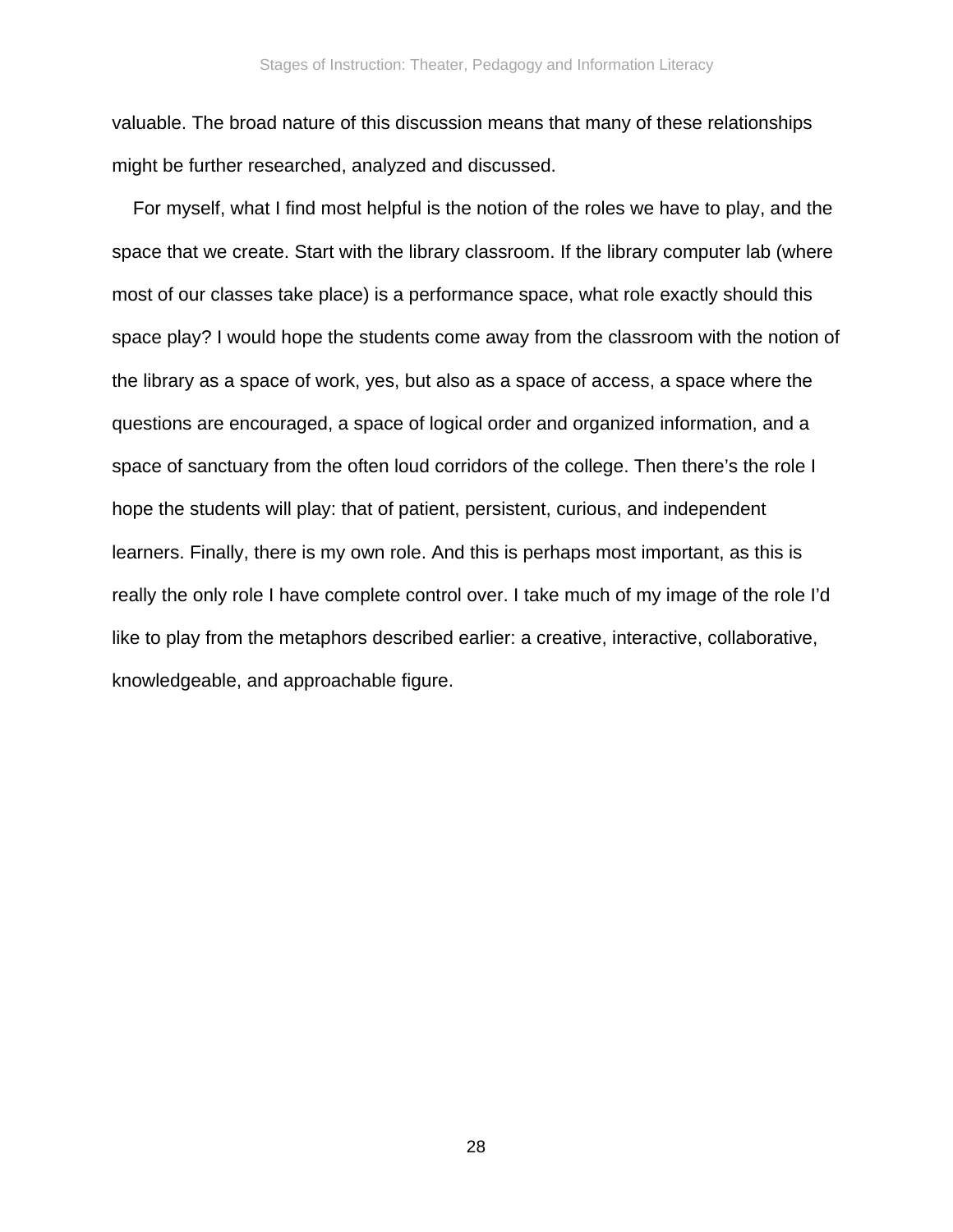valuable. The broad nature of this discussion means that many of these relationships might be further researched, analyzed and discussed.

For myself, what I find most helpful is the notion of the roles we have to play, and the space that we create. Start with the library classroom. If the library computer lab (where most of our classes take place) is a performance space, what role exactly should this space play? I would hope the students come away from the classroom with the notion of the library as a space of work, yes, but also as a space of access, a space where the questions are encouraged, a space of logical order and organized information, and a space of sanctuary from the often loud corridors of the college. Then there's the role I hope the students will play: that of patient, persistent, curious, and independent learners. Finally, there is my own role. And this is perhaps most important, as this is really the only role I have complete control over. I take much of my image of the role I'd like to play from the metaphors described earlier: a creative, interactive, collaborative, knowledgeable, and approachable figure.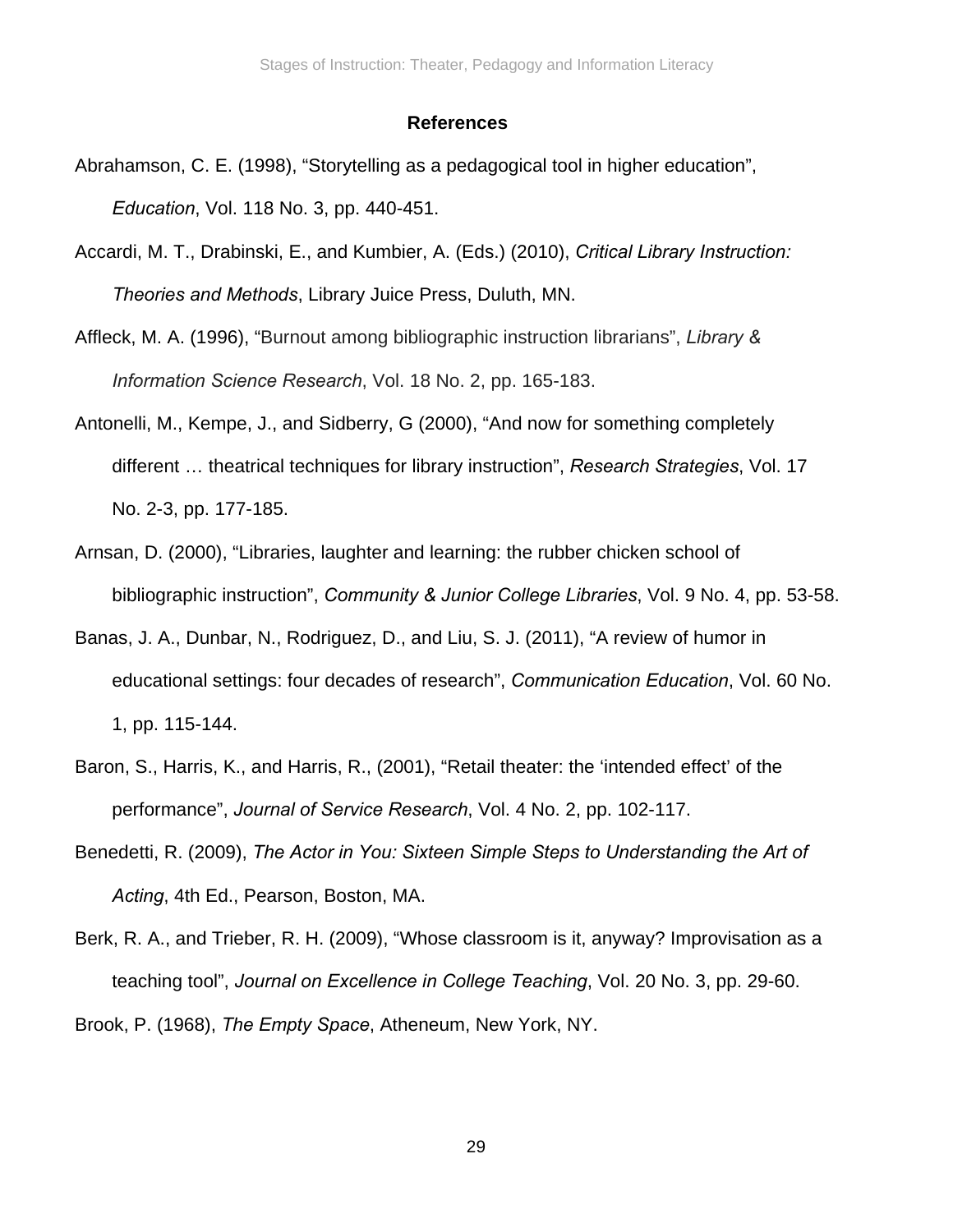## References

Abrahamson, C. E. (1998), "Storytelling as a pedagogical tool in higher education", *Education*, Vol. 118 No. 3, pp. 440-451.

Accardi, M. T., Drabinski, E., and Kumbier, A. (Eds.) (2010), *Critical Library Instruction: Theories and Methods*, Library Juice Press, Duluth, MN.

Affleck, M. A. (1996), "Burnout among bibliographic instruction librarians", *Library & Information Science Research*, Vol. 18 No. 2, pp. 165-183.

Antonelli, M., Kempe, J., and Sidberry, G (2000), "And now for something completely different … theatrical techniques for library instruction", *Research Strategies*, Vol. 17 No. 2-3, pp. 177-185.

Arnsan, D. (2000), "Libraries, laughter and learning: the rubber chicken school of bibliographic instruction", *Community & Junior College Libraries*, Vol. 9 No. 4, pp. 53-58.

Banas, J. A., Dunbar, N., Rodriguez, D., and Liu, S. J. (2011), "A review of humor in educational settings: four decades of research", *Communication Education*, Vol. 60 No. 1, pp. 115-144.

Baron, S., Harris, K., and Harris, R., (2001), "Retail theater: the 'intended effect' of the performance", *Journal of Service Research*, Vol. 4 No. 2, pp. 102-117.

Benedetti, R. (2009), *The Actor in You: Sixteen Simple Steps to Understanding the Art of Acting*, 4th Ed., Pearson, Boston, MA.

Berk, R. A., and Trieber, R. H. (2009), "Whose classroom is it, anyway? Improvisation as a teaching tool", *Journal on Excellence in College Teaching*, Vol. 20 No. 3, pp. 29-60.

Brook, P. (1968), *The Empty Space*, Atheneum, New York, NY.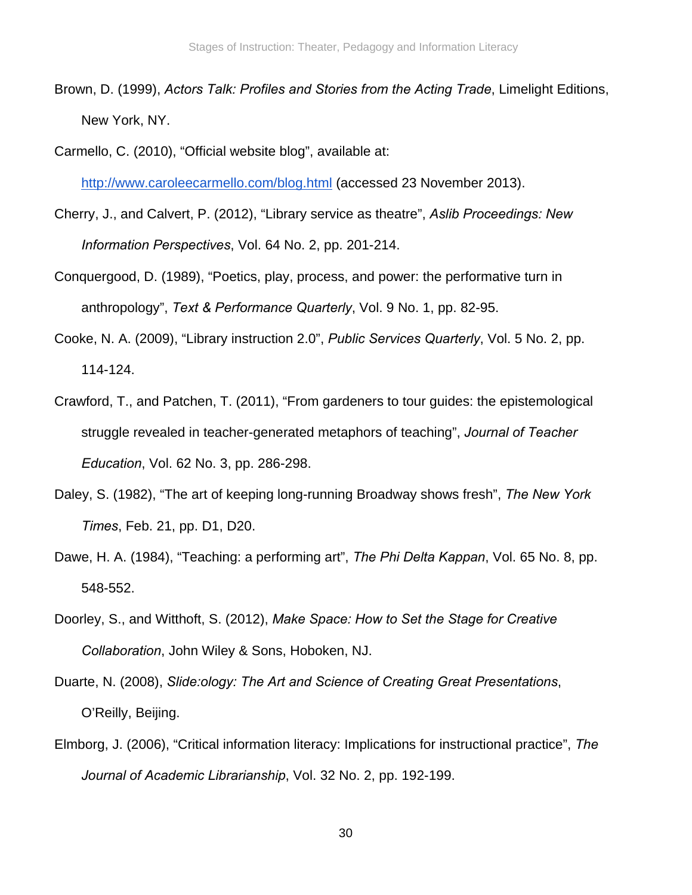Brown, D. (1999), *Actors Talk: Profiles and Stories from the Acting Trade*, Limelight Editions, New York, NY.

Carmello, C. (2010), "Official website blog", available at: http://www.caroleecarmello.com/blog.html (accessed 23 November 2013).

Cherry, J., and Calvert, P. (2012), "Library service as theatre", *Aslib Proceedings: New Information Perspectives*, Vol. 64 No. 2, pp. 201-214.

Conquergood, D. (1989), "Poetics, play, process, and power: the performative turn in anthropology", *Text & Performance Quarterly*, Vol. 9 No. 1, pp. 82-95.

Cooke, N. A. (2009), "Library instruction 2.0", *Public Services Quarterly*, Vol. 5 No. 2, pp. 114-124.

Crawford, T., and Patchen, T. (2011), "From gardeners to tour guides: the epistemological struggle revealed in teacher-generated metaphors of teaching", *Journal of Teacher Education*, Vol. 62 No. 3, pp. 286-298.

Daley, S. (1982), "The art of keeping long-running Broadway shows fresh", *The New York Times*, Feb. 21, pp. D1, D20.

Dawe, H. A. (1984), "Teaching: a performing art", *The Phi Delta Kappan*, Vol. 65 No. 8, pp. 548-552.

Doorley, S., and Witthoft, S. (2012), *Make Space: How to Set the Stage for Creative Collaboration*, John Wiley & Sons, Hoboken, NJ.

Duarte, N. (2008), *Slide:ology: The Art and Science of Creating Great Presentations*, O'Reilly, Beijing.

Elmborg, J. (2006), "Critical information literacy: Implications for instructional practice", *The Journal of Academic Librarianship*, Vol. 32 No. 2, pp. 192-199.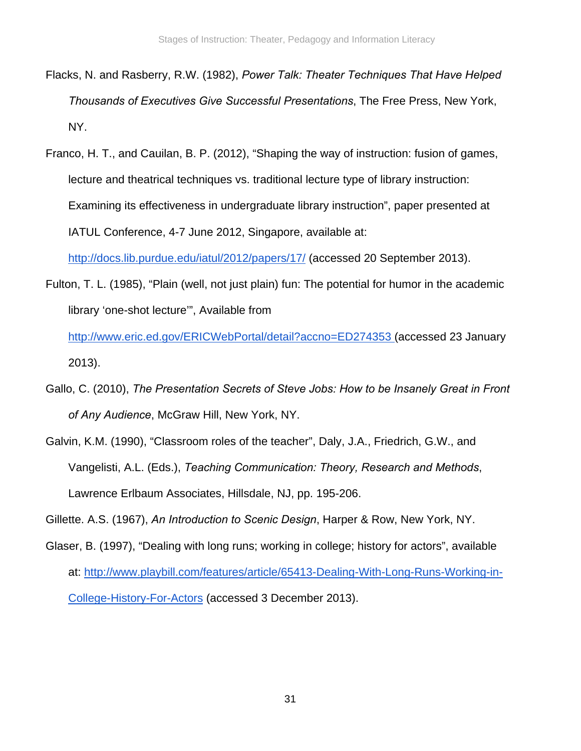Flacks, N. and Rasberry, R.W. (1982), *Power Talk: Theater Techniques That Have Helped Thousands of Executives Give Successful Presentations*, The Free Press, New York, NY.

Franco, H. T., and Cauilan, B. P. (2012), "Shaping the way of instruction: fusion of games, lecture and theatrical techniques vs. traditional lecture type of library instruction: Examining its effectiveness in undergraduate library instruction", paper presented at IATUL Conference, 4-7 June 2012, Singapore, available at: http://docs.lib.purdue.edu/iatul/2012/papers/17/ (accessed 20 September 2013).

Fulton, T. L. (1985), "Plain (well, not just plain) fun: The potential for humor in the academic library 'one-shot lecture'", Available from http://www.eric.ed.gov/ERICWebPortal/detail?accno=ED274353 (accessed 23 January 2013).

Gallo, C. (2010), *The Presentation Secrets of Steve Jobs: How to be Insanely Great in Front of Any Audience*, McGraw Hill, New York, NY.

Galvin, K.M. (1990), "Classroom roles of the teacher", Daly, J.A., Friedrich, G.W., and Vangelisti, A.L. (Eds.), *Teaching Communication: Theory, Research and Methods*, Lawrence Erlbaum Associates, Hillsdale, NJ, pp. 195-206.

Gillette. A.S. (1967), *An Introduction to Scenic Design*, Harper & Row, New York, NY.

Glaser, B. (1997), "Dealing with long runs; working in college; history for actors", available at: http://www.playbill.com/features/article/65413-Dealing-With-Long-Runs-Working-in-College-History-For-Actors (accessed 3 December 2013).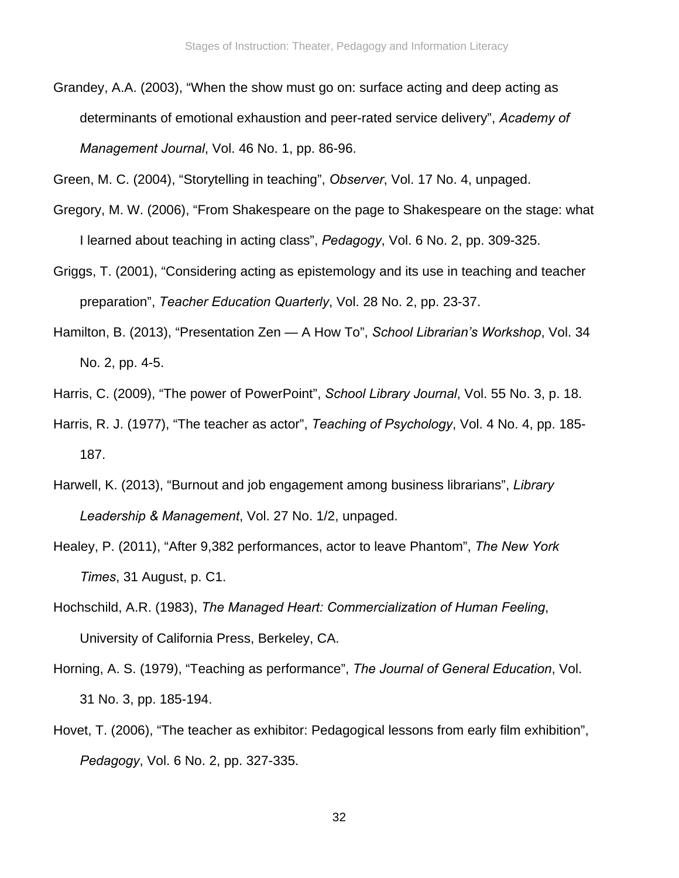Grandey, A.A. (2003), “When the show must go on: surface acting and deep acting as determinants of emotional exhaustion and peer-rated service delivery”, *Academy of Management Journal*, Vol. 46 No. 1, pp. 86-96.

Green, M. C. (2004), “Storytelling in teaching”, *Observer*, Vol. 17 No. 4, unpaged.

Gregory, M. W. (2006), “From Shakespeare on the page to Shakespeare on the stage: what I learned about teaching in acting class”, *Pedagogy*, Vol. 6 No. 2, pp. 309-325.

Griggs, T. (2001), “Considering acting as epistemology and its use in teaching and teacher preparation”, *Teacher Education Quarterly*, Vol. 28 No. 2, pp. 23-37.

Hamilton, B. (2013), “Presentation Zen — A How To”, *School Librarian’s Workshop*, Vol. 34 No. 2, pp. 4-5.

Harris, C. (2009), “The power of PowerPoint”, *School Library Journal*, Vol. 55 No. 3, p. 18.

Harris, R. J. (1977), “The teacher as actor”, *Teaching of Psychology*, Vol. 4 No. 4, pp. 185-187.

Harwell, K. (2013), “Burnout and job engagement among business librarians”, *Library Leadership & Management*, Vol. 27 No. 1/2, unpaged.

Healey, P. (2011), “After 9,382 performances, actor to leave Phantom”, *The New York Times*, 31 August, p. C1.

Hochschild, A.R. (1983), *The Managed Heart: Commercialization of Human Feeling*, University of California Press, Berkeley, CA.

Horning, A. S. (1979), “Teaching as performance”, *The Journal of General Education*, Vol. 31 No. 3, pp. 185-194.

Hovet, T. (2006), “The teacher as exhibitor: Pedagogical lessons from early film exhibition”, *Pedagogy*, Vol. 6 No. 2, pp. 327-335.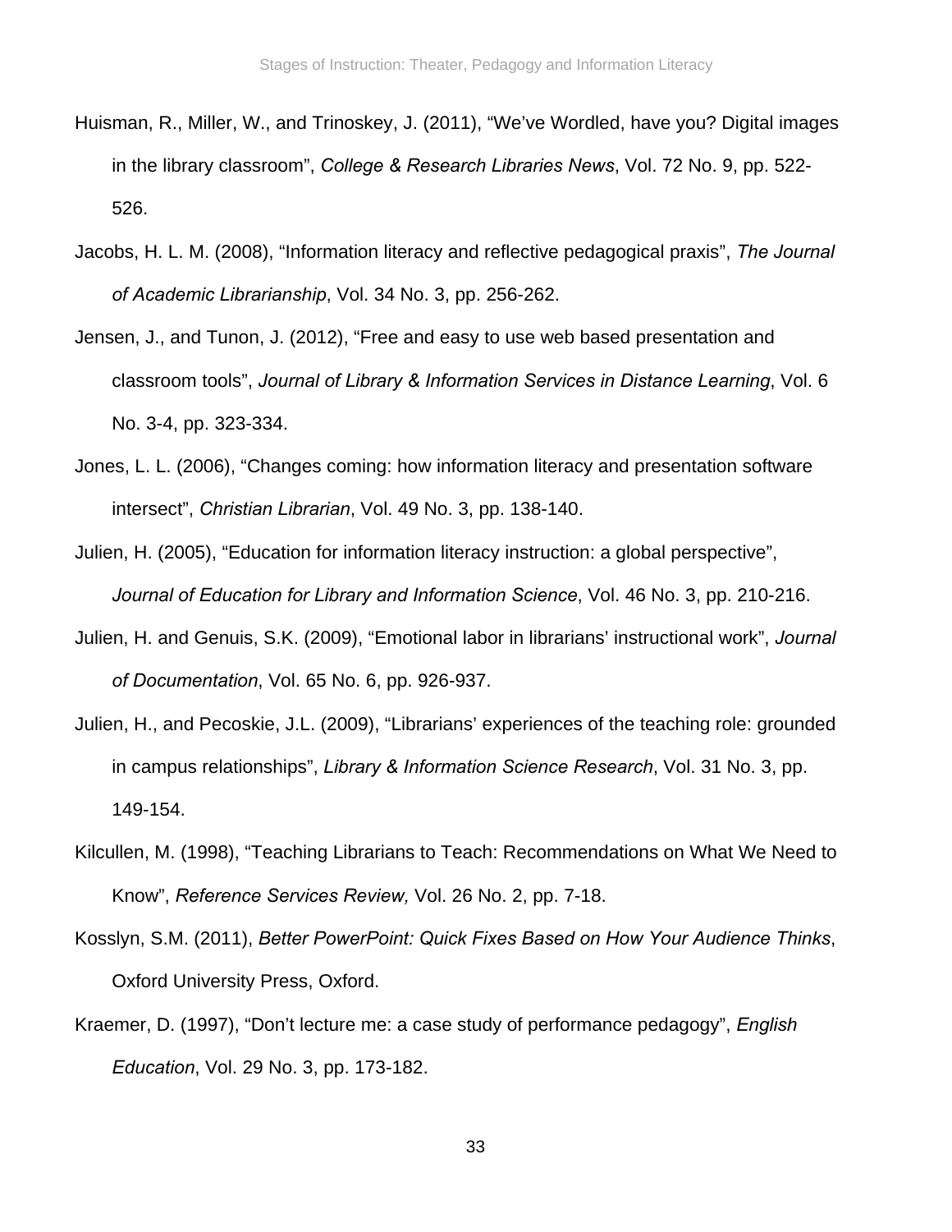Huisman, R., Miller, W., and Trinoskey, J. (2011), “We’ve Wordled, have you? Digital images in the library classroom”, *College & Research Libraries News*, Vol. 72 No. 9, pp. 522-526.

Jacobs, H. L. M. (2008), “Information literacy and reflective pedagogical praxis”, *The Journal of Academic Librarianship*, Vol. 34 No. 3, pp. 256-262.

Jensen, J., and Tunon, J. (2012), “Free and easy to use web based presentation and classroom tools”, *Journal of Library & Information Services in Distance Learning*, Vol. 6 No. 3-4, pp. 323-334.

Jones, L. L. (2006), “Changes coming: how information literacy and presentation software intersect”, *Christian Librarian*, Vol. 49 No. 3, pp. 138-140.

Julien, H. (2005), “Education for information literacy instruction: a global perspective”, *Journal of Education for Library and Information Science*, Vol. 46 No. 3, pp. 210-216.

Julien, H. and Genuis, S.K. (2009), “Emotional labor in librarians’ instructional work”, *Journal of Documentation*, Vol. 65 No. 6, pp. 926-937.

Julien, H., and Pecoskie, J.L. (2009), “Librarians’ experiences of the teaching role: grounded in campus relationships”, *Library & Information Science Research*, Vol. 31 No. 3, pp. 149-154.

Kilcullen, M. (1998), “Teaching Librarians to Teach: Recommendations on What We Need to Know”, *Reference Services Review,* Vol. 26 No. 2, pp. 7-18.

Kosslyn, S.M. (2011), *Better PowerPoint: Quick Fixes Based on How Your Audience Thinks*, Oxford University Press, Oxford.

Kraemer, D. (1997), “Don’t lecture me: a case study of performance pedagogy”, *English Education*, Vol. 29 No. 3, pp. 173-182.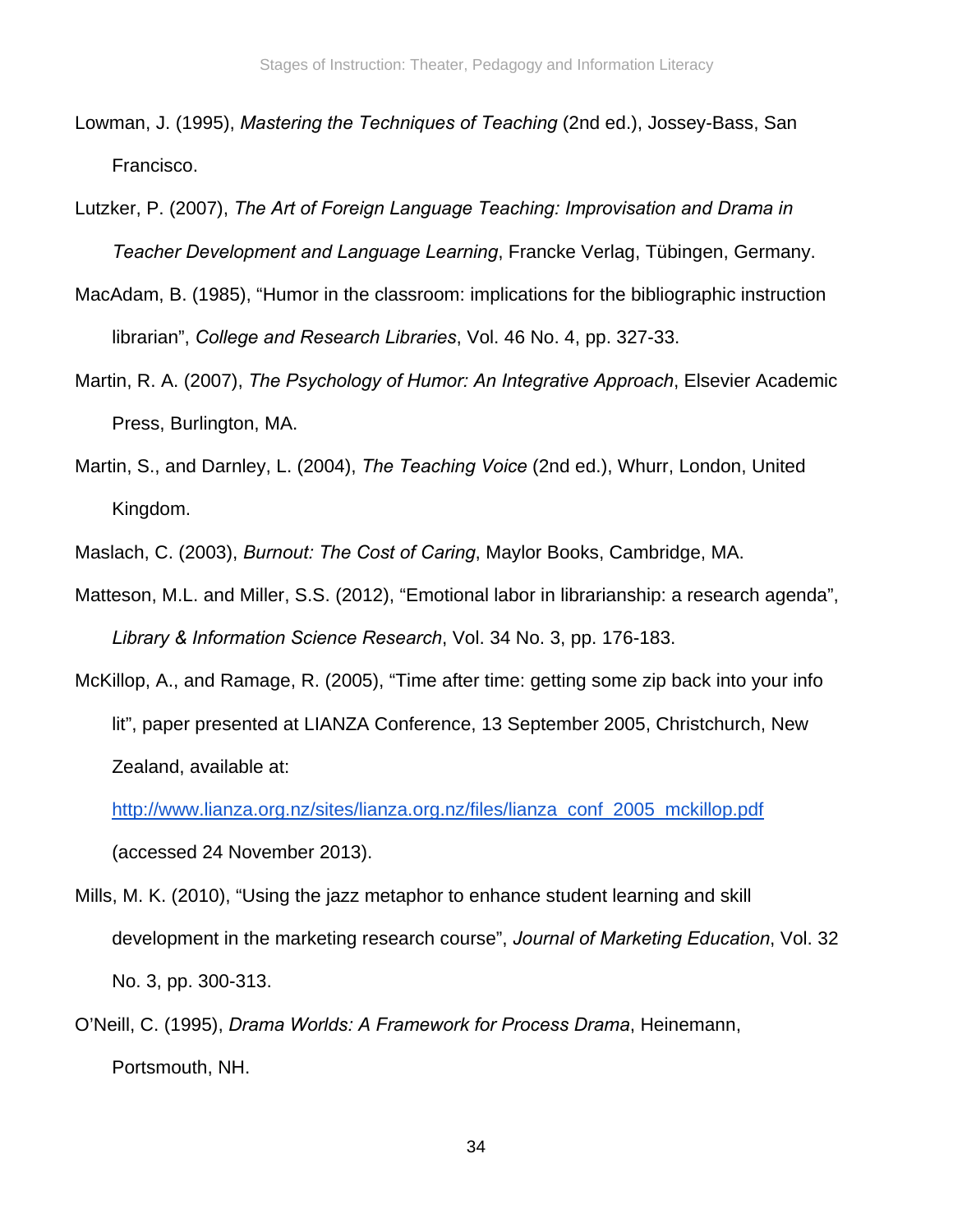Lowman, J. (1995), *Mastering the Techniques of Teaching* (2nd ed.), Jossey-Bass, San Francisco.

Lutzker, P. (2007), *The Art of Foreign Language Teaching: Improvisation and Drama in Teacher Development and Language Learning*, Francke Verlag, Tübingen, Germany.

MacAdam, B. (1985), "Humor in the classroom: implications for the bibliographic instruction librarian", *College and Research Libraries*, Vol. 46 No. 4, pp. 327-33.

Martin, R. A. (2007), *The Psychology of Humor: An Integrative Approach*, Elsevier Academic Press, Burlington, MA.

Martin, S., and Darnley, L. (2004), *The Teaching Voice* (2nd ed.), Whurr, London, United Kingdom.

Maslach, C. (2003), *Burnout: The Cost of Caring*, Maylor Books, Cambridge, MA.

Matteson, M.L. and Miller, S.S. (2012), "Emotional labor in librarianship: a research agenda", *Library & Information Science Research*, Vol. 34 No. 3, pp. 176-183.

McKillop, A., and Ramage, R. (2005), "Time after time: getting some zip back into your info lit", paper presented at LIANZA Conference, 13 September 2005, Christchurch, New Zealand, available at: http://www.lianza.org.nz/sites/lianza.org.nz/files/lianza_conf_2005_mckillop.pdf (accessed 24 November 2013).

Mills, M. K. (2010), "Using the jazz metaphor to enhance student learning and skill development in the marketing research course", *Journal of Marketing Education*, Vol. 32 No. 3, pp. 300-313.

O'Neill, C. (1995), *Drama Worlds: A Framework for Process Drama*, Heinemann, Portsmouth, NH.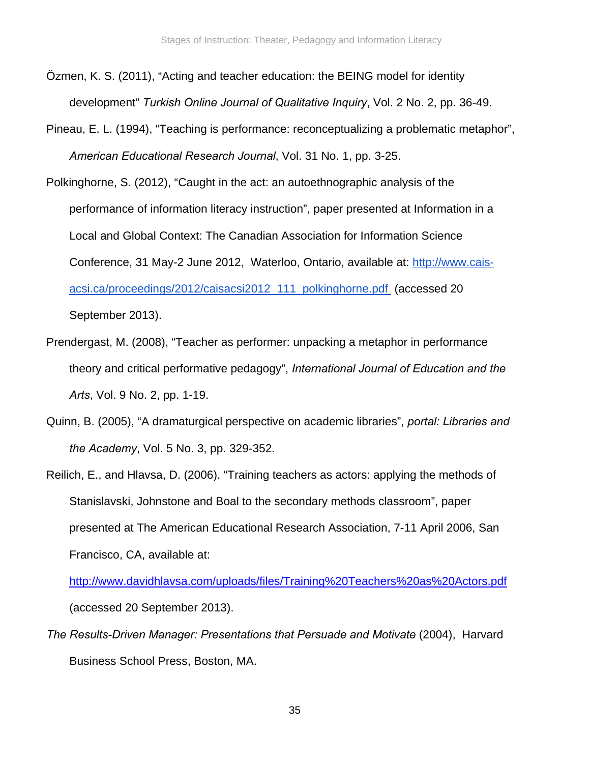Özmen, K. S. (2011), "Acting and teacher education: the BEING model for identity development" *Turkish Online Journal of Qualitative Inquiry*, Vol. 2 No. 2, pp. 36-49.

Pineau, E. L. (1994), "Teaching is performance: reconceptualizing a problematic metaphor", *American Educational Research Journal*, Vol. 31 No. 1, pp. 3-25.

Polkinghorne, S. (2012), "Caught in the act: an autoethnographic analysis of the performance of information literacy instruction", paper presented at Information in a Local and Global Context: The Canadian Association for Information Science Conference, 31 May-2 June 2012, Waterloo, Ontario, available at: http://www.cais-acsi.ca/proceedings/2012/caisacsi2012_111_polkinghorne.pdf (accessed 20 September 2013).

Prendergast, M. (2008), "Teacher as performer: unpacking a metaphor in performance theory and critical performative pedagogy", *International Journal of Education and the Arts*, Vol. 9 No. 2, pp. 1-19.

Quinn, B. (2005), "A dramaturgical perspective on academic libraries", *portal: Libraries and the Academy*, Vol. 5 No. 3, pp. 329-352.

Reilich, E., and Hlavsa, D. (2006). "Training teachers as actors: applying the methods of Stanislavski, Johnstone and Boal to the secondary methods classroom", paper presented at The American Educational Research Association, 7-11 April 2006, San Francisco, CA, available at: http://www.davidhlavsa.com/uploads/files/Training%20Teachers%20as%20Actors.pdf (accessed 20 September 2013).

*The Results-Driven Manager: Presentations that Persuade and Motivate* (2004), Harvard Business School Press, Boston, MA.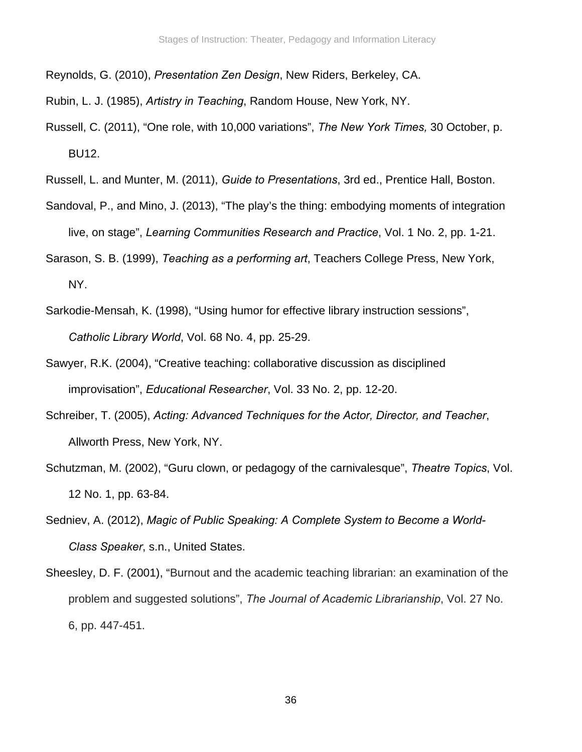Reynolds, G. (2010), *Presentation Zen Design*, New Riders, Berkeley, CA.

Rubin, L. J. (1985), *Artistry in Teaching*, Random House, New York, NY.

Russell, C. (2011), “One role, with 10,000 variations”, *The New York Times,* 30 October, p. BU12.

Russell, L. and Munter, M. (2011), *Guide to Presentations*, 3rd ed., Prentice Hall, Boston.

Sandoval, P., and Mino, J. (2013), “The play’s the thing: embodying moments of integration live, on stage”, *Learning Communities Research and Practice*, Vol. 1 No. 2, pp. 1-21.

Sarason, S. B. (1999), *Teaching as a performing art*, Teachers College Press, New York, NY.

Sarkodie-Mensah, K. (1998), “Using humor for effective library instruction sessions”, *Catholic Library World*, Vol. 68 No. 4, pp. 25-29.

Sawyer, R.K. (2004), “Creative teaching: collaborative discussion as disciplined improvisation”, *Educational Researcher*, Vol. 33 No. 2, pp. 12-20.

Schreiber, T. (2005), *Acting: Advanced Techniques for the Actor, Director, and Teacher*, Allworth Press, New York, NY.

Schutzman, M. (2002), “Guru clown, or pedagogy of the carnivalesque”, *Theatre Topics*, Vol. 12 No. 1, pp. 63-84.

Sedniev, A. (2012), *Magic of Public Speaking: A Complete System to Become a World-Class Speaker*, s.n., United States.

Sheesley, D. F. (2001), “Burnout and the academic teaching librarian: an examination of the problem and suggested solutions”, *The Journal of Academic Librarianship*, Vol. 27 No. 6, pp. 447-451.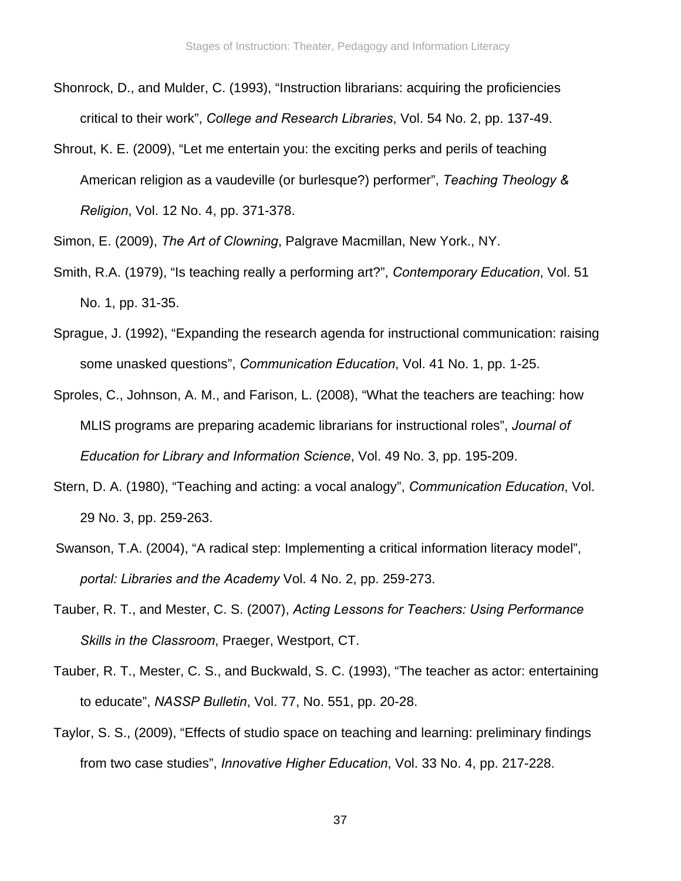Shonrock, D., and Mulder, C. (1993), "Instruction librarians: acquiring the proficiencies critical to their work", *College and Research Libraries*, Vol. 54 No. 2, pp. 137-49.

Shrout, K. E. (2009), "Let me entertain you: the exciting perks and perils of teaching American religion as a vaudeville (or burlesque?) performer", *Teaching Theology & Religion*, Vol. 12 No. 4, pp. 371-378.

Simon, E. (2009), *The Art of Clowning*, Palgrave Macmillan, New York., NY.

Smith, R.A. (1979), "Is teaching really a performing art?", *Contemporary Education*, Vol. 51 No. 1, pp. 31-35.

Sprague, J. (1992), "Expanding the research agenda for instructional communication: raising some unasked questions", *Communication Education*, Vol. 41 No. 1, pp. 1-25.

Sproles, C., Johnson, A. M., and Farison, L. (2008), "What the teachers are teaching: how MLIS programs are preparing academic librarians for instructional roles", *Journal of Education for Library and Information Science*, Vol. 49 No. 3, pp. 195-209.

Stern, D. A. (1980), "Teaching and acting: a vocal analogy", *Communication Education*, Vol. 29 No. 3, pp. 259-263.

Swanson, T.A. (2004), "A radical step: Implementing a critical information literacy model", *portal: Libraries and the Academy* Vol. 4 No. 2, pp. 259-273.

Tauber, R. T., and Mester, C. S. (2007), *Acting Lessons for Teachers: Using Performance Skills in the Classroom*, Praeger, Westport, CT.

Tauber, R. T., Mester, C. S., and Buckwald, S. C. (1993), "The teacher as actor: entertaining to educate", *NASSP Bulletin*, Vol. 77, No. 551, pp. 20-28.

Taylor, S. S., (2009), "Effects of studio space on teaching and learning: preliminary findings from two case studies", *Innovative Higher Education*, Vol. 33 No. 4, pp. 217-228.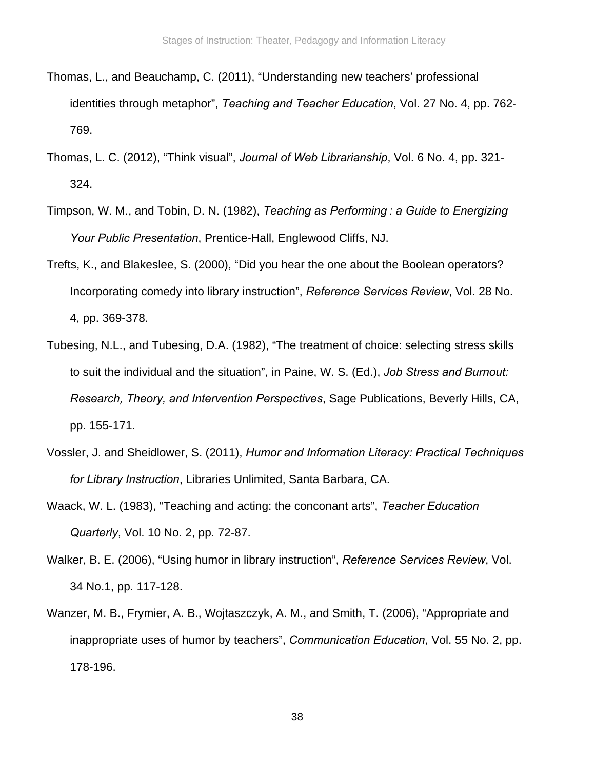Thomas, L., and Beauchamp, C. (2011), "Understanding new teachers' professional identities through metaphor", *Teaching and Teacher Education*, Vol. 27 No. 4, pp. 762-769.

Thomas, L. C. (2012), "Think visual", *Journal of Web Librarianship*, Vol. 6 No. 4, pp. 321-324.

Timpson, W. M., and Tobin, D. N. (1982), *Teaching as Performing : a Guide to Energizing Your Public Presentation*, Prentice-Hall, Englewood Cliffs, NJ.

Trefts, K., and Blakeslee, S. (2000), "Did you hear the one about the Boolean operators? Incorporating comedy into library instruction", *Reference Services Review*, Vol. 28 No. 4, pp. 369-378.

Tubesing, N.L., and Tubesing, D.A. (1982), "The treatment of choice: selecting stress skills to suit the individual and the situation", in Paine, W. S. (Ed.), *Job Stress and Burnout: Research, Theory, and Intervention Perspectives*, Sage Publications, Beverly Hills, CA, pp. 155-171.

Vossler, J. and Sheidlower, S. (2011), *Humor and Information Literacy: Practical Techniques for Library Instruction*, Libraries Unlimited, Santa Barbara, CA.

Waack, W. L. (1983), "Teaching and acting: the conconant arts", *Teacher Education Quarterly*, Vol. 10 No. 2, pp. 72-87.

Walker, B. E. (2006), "Using humor in library instruction", *Reference Services Review*, Vol. 34 No.1, pp. 117-128.

Wanzer, M. B., Frymier, A. B., Wojtaszczyk, A. M., and Smith, T. (2006), "Appropriate and inappropriate uses of humor by teachers", *Communication Education*, Vol. 55 No. 2, pp. 178-196.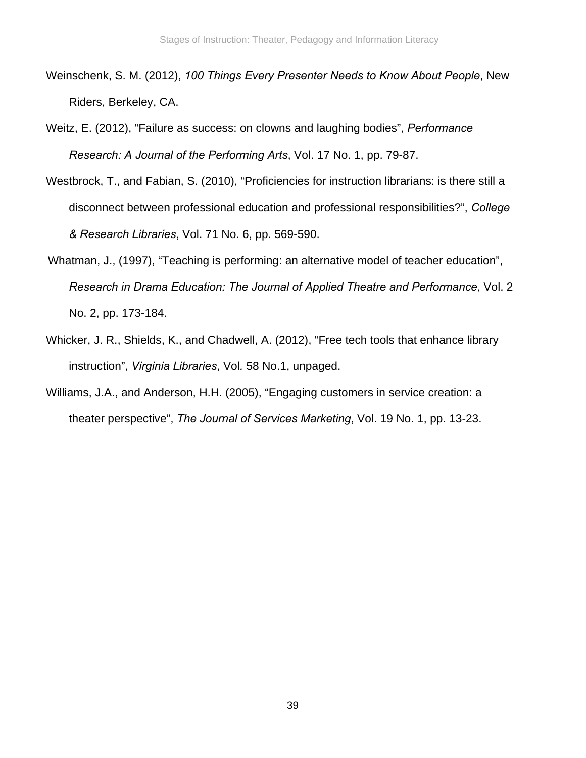Weinschenk, S. M. (2012), *100 Things Every Presenter Needs to Know About People*, New Riders, Berkeley, CA.

Weitz, E. (2012), "Failure as success: on clowns and laughing bodies", *Performance Research: A Journal of the Performing Arts*, Vol. 17 No. 1, pp. 79-87.

Westbrock, T., and Fabian, S. (2010), "Proficiencies for instruction librarians: is there still a disconnect between professional education and professional responsibilities?", *College & Research Libraries*, Vol. 71 No. 6, pp. 569-590.

Whatman, J., (1997), "Teaching is performing: an alternative model of teacher education", *Research in Drama Education: The Journal of Applied Theatre and Performance*, Vol. 2 No. 2, pp. 173-184.

Whicker, J. R., Shields, K., and Chadwell, A. (2012), "Free tech tools that enhance library instruction", *Virginia Libraries*, Vol. 58 No.1, unpaged.

Williams, J.A., and Anderson, H.H. (2005), "Engaging customers in service creation: a theater perspective", *The Journal of Services Marketing*, Vol. 19 No. 1, pp. 13-23.